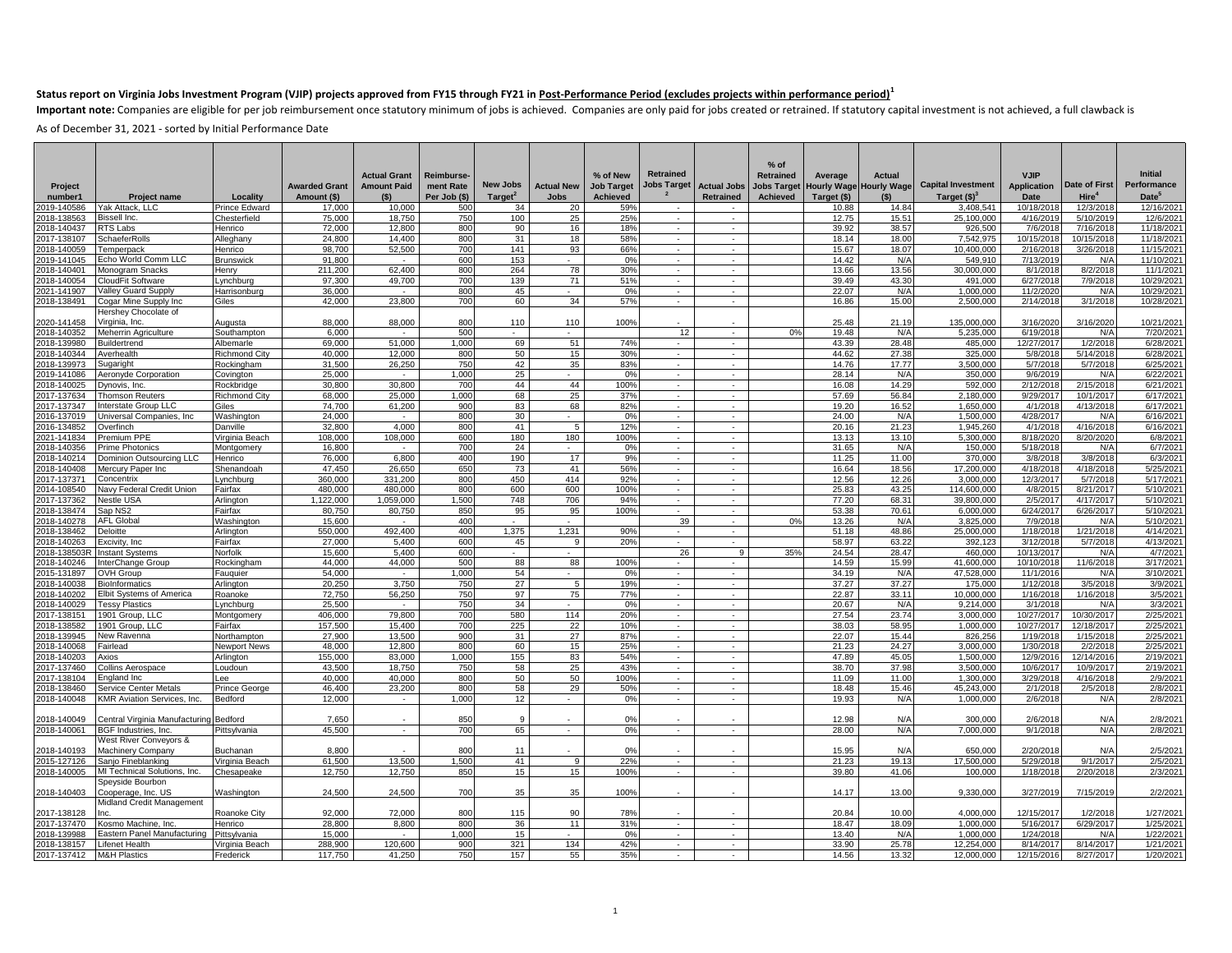**Status report on Virginia Jobs Investment Program (VJIP) projects approved from FY15 through FY21 in Post-Performance Period (excludes projects within performance period)[1]**

**Important note:** Companies are eligible for per job reimbursement once statutory minimum of jobs is achieved. Companies are only paid for jobs created or retrained. If statutory capital investment is not achieved, a full clawback is

As of December 31, 2021 - sorted by Initial Performance Date

| Project number1 | Project name | Locality | Awarded Grant Amount ($) | Actual Grant Amount Paid ($) | Reimbursement Rate Per Job ($) | New Jobs Target[2] | Actual New Jobs | % of New Job Target Achieved | Retrained Jobs Target [2] | Actual Jobs Retrained | % of Retrained Jobs Target Achieved | Average Hourly Wage Target ($) | Actual Hourly Wage ($) | Capital Investment Target ($)[3] | VJIP Application Date | Date of First Hire[4] | Initial Performance Date[5] |
|---|---|---|---|---|---|---|---|---|---|---|---|---|---|---|---|---|---|
| 2019-140586 | Yak Attack, LLC | Prince Edward | 17,000 | 10,000 | 500 | 34 | 20 | 59% | - | - | | 10.88 | 14.84 | 3,408,541 | 10/18/2018 | 12/3/2018 | 12/16/2021 |
| 2018-138563 | Bissell Inc. | Chesterfield | 75,000 | 18,750 | 750 | 100 | 25 | 25% | - | - | | 12.75 | 15.51 | 25,100,000 | 4/16/2019 | 5/10/2019 | 12/6/2021 |
| 2018-140437 | RTS Labs | Henrico | 72,000 | 12,800 | 800 | 90 | 16 | 18% | - | - | | 39.92 | 38.57 | 926,500 | 7/6/2018 | 7/16/2018 | 11/18/2021 |
| 2017-138107 | SchaeferRolls | Alleghany | 24,800 | 14,400 | 800 | 31 | 18 | 58% | - | - | | 18.14 | 18.00 | 7,542,975 | 10/15/2018 | 10/15/2018 | 11/18/2021 |
| 2018-140059 | Temperpack | Henrico | 98,700 | 52,500 | 700 | 141 | 93 | 66% | - | - | | 15.67 | 18.07 | 10,400,000 | 2/16/2018 | 3/26/2018 | 11/15/2021 |
| 2019-141045 | Echo World Comm LLC | Brunswick | 91,800 | - | 600 | 153 | - | 0% | - | - | | 14.42 | N/A | 549,910 | 7/13/2019 | N/A | 11/10/2021 |
| 2018-140401 | Monogram Snacks | Henry | 211,200 | 62,400 | 800 | 264 | 78 | 30% | - | - | | 13.66 | 13.56 | 30,000,000 | 8/1/2018 | 8/2/2018 | 11/1/2021 |
| 2018-140054 | CloudFit Software | Lynchburg | 97,300 | 49,700 | 700 | 139 | 71 | 51% | - | - | | 39.49 | 43.30 | 491,000 | 6/27/2018 | 7/9/2018 | 10/29/2021 |
| 2021-141907 | Valley Guard Supply | Harrisonburg | 36,000 | - | 800 | 45 | - | 0% | - | - | | 22.07 | N/A | 1,000,000 | 11/2/2020 | N/A | 10/29/2021 |
| 2018-138491 | Cogar Mine Supply Inc | Giles | 42,000 | 23,800 | 700 | 60 | 34 | 57% | - | - | | 16.86 | 15.00 | 2,500,000 | 2/14/2018 | 3/1/2018 | 10/28/2021 |
| 2020-141458 | Hershey Chocolate of Virginia, Inc. | Augusta | 88,000 | 88,000 | 800 | 110 | 110 | 100% | - | - | | 25.48 | 21.19 | 135,000,000 | 3/16/2020 | 3/16/2020 | 10/21/2021 |
| 2018-140352 | Meherrin Agriculture | Southampton | 6,000 | - | 500 | - | - | | 12 | - | 0% | 19.48 | N/A | 5,235,000 | 6/19/2018 | N/A | 7/20/2021 |
| 2018-139980 | Buildertrend | Albemarle | 69,000 | 51,000 | 1,000 | 69 | 51 | 74% | - | - | | 43.39 | 28.48 | 485,000 | 12/27/2017 | 1/2/2018 | 6/28/2021 |
| 2018-140344 | Averhealth | Richmond City | 40,000 | 12,000 | 800 | 50 | 15 | 30% | - | - | | 44.62 | 27.38 | 325,000 | 5/8/2018 | 5/14/2018 | 6/28/2021 |
| 2018-139973 | Sugaright | Rockingham | 31,500 | 26,250 | 750 | 42 | 35 | 83% | - | - | | 14.76 | 17.77 | 3,500,000 | 5/7/2018 | 5/7/2018 | 6/25/2021 |
| 2019-141086 | Aeronyde Corporation | Covington | 25,000 | - | 1,000 | 25 | - | 0% | - | - | | 28.14 | N/A | 350,000 | 9/6/2019 | N/A | 6/22/2021 |
| 2018-140025 | Dynovis, Inc. | Rockbridge | 30,800 | 30,800 | 700 | 44 | 44 | 100% | - | - | | 16.08 | 14.29 | 592,000 | 2/12/2018 | 2/15/2018 | 6/21/2021 |
| 2017-137634 | Thomson Reuters | Richmond City | 68,000 | 25,000 | 1,000 | 68 | 25 | 37% | - | - | | 57.69 | 56.84 | 2,180,000 | 9/29/2017 | 10/1/2017 | 6/17/2021 |
| 2017-137347 | Interstate Group LLC | Giles | 74,700 | 61,200 | 900 | 83 | 68 | 82% | - | - | | 19.20 | 16.52 | 1,650,000 | 4/1/2018 | 4/13/2018 | 6/17/2021 |
| 2016-137019 | Universal Companies, Inc | Washington | 24,000 | - | 800 | 30 | - | 0% | - | - | | 24.00 | N/A | 1,500,000 | 4/28/2017 | N/A | 6/16/2021 |
| 2016-134852 | Overfinch | Danville | 32,800 | 4,000 | 800 | 41 | 5 | 12% | - | - | | 20.16 | 21.23 | 1,945,260 | 4/1/2018 | 4/16/2018 | 6/16/2021 |
| 2021-141834 | Premium PPE | Virginia Beach | 108,000 | 108,000 | 600 | 180 | 180 | 100% | - | - | | 13.13 | 13.10 | 5,300,000 | 8/18/2020 | 8/20/2020 | 6/8/2021 |
| 2018-140356 | Prime Photonics | Montgomery | 16,800 | - | 700 | 24 | - | 0% | - | - | | 31.65 | N/A | 150,000 | 5/18/2018 | N/A | 6/7/2021 |
| 2018-140214 | Dominion Outsourcing LLC | Henrico | 76,000 | 6,800 | 400 | 190 | 17 | 9% | - | - | | 11.25 | 11.00 | 370,000 | 3/8/2018 | 3/8/2018 | 6/3/2021 |
| 2018-140408 | Mercury Paper Inc | Shenandoah | 47,450 | 26,650 | 650 | 73 | 41 | 56% | - | - | | 16.64 | 18.56 | 17,200,000 | 4/18/2018 | 4/18/2018 | 5/25/2021 |
| 2017-137371 | Concentrix | Lynchburg | 360,000 | 331,200 | 800 | 450 | 414 | 92% | - | - | | 12.56 | 12.26 | 3,000,000 | 12/3/2017 | 5/7/2018 | 5/17/2021 |
| 2014-108540 | Navy Federal Credit Union | Fairfax | 480,000 | 480,000 | 800 | 600 | 600 | 100% | - | - | | 25.83 | 43.25 | 114,600,000 | 4/8/2015 | 8/21/2017 | 5/10/2021 |
| 2017-137362 | Nestle USA | Arlington | 1,122,000 | 1,059,000 | 1,500 | 748 | 706 | 94% | - | - | | 77.20 | 68.31 | 39,800,000 | 2/5/2017 | 4/17/2017 | 5/10/2021 |
| 2018-138474 | Sap NS2 | Fairfax | 80,750 | 80,750 | 850 | 95 | 95 | 100% | - | - | | 53.38 | 70.61 | 6,000,000 | 6/24/2017 | 6/26/2017 | 5/10/2021 |
| 2018-140278 | AFL Global | Washington | 15,600 | - | 400 | - | - | | 39 | - | 0% | 13.26 | N/A | 3,825,000 | 7/9/2018 | N/A | 5/10/2021 |
| 2018-138462 | Deloitte | Arlington | 550,000 | 492,400 | 400 | 1,375 | 1,231 | 90% | - | - | | 51.18 | 48.86 | 25,000,000 | 1/18/2018 | 1/21/2018 | 4/14/2021 |
| 2018-140263 | Excivity, Inc | Fairfax | 27,000 | 5,400 | 600 | 45 | 9 | 20% | - | - | | 58.97 | 63.22 | 392,123 | 3/12/2018 | 5/7/2018 | 4/13/2021 |
| 2018-138503R | Instant Systems | Norfolk | 15,600 | 5,400 | 600 | - | - | | 26 | 9 | 35% | 24.54 | 28.47 | 460,000 | 10/13/2017 | N/A | 4/7/2021 |
| 2018-140246 | InterChange Group | Rockingham | 44,000 | 44,000 | 500 | 88 | 88 | 100% | - | - | | 14.59 | 15.99 | 41,600,000 | 10/10/2018 | 11/6/2018 | 3/17/2021 |
| 2015-131897 | OVH Group | Fauquier | 54,000 | - | 1,000 | 54 | - | 0% | - | - | | 34.19 | N/A | 47,528,000 | 11/1/2016 | N/A | 3/10/2021 |
| 2018-140038 | BioInformatics | Arlington | 20,250 | 3,750 | 750 | 27 | 5 | 19% | - | - | | 37.27 | 37.27 | 175,000 | 1/12/2018 | 3/5/2018 | 3/9/2021 |
| 2018-140202 | Elbit Systems of America | Roanoke | 72,750 | 56,250 | 750 | 97 | 75 | 77% | - | - | | 22.87 | 33.11 | 10,000,000 | 1/16/2018 | 1/16/2018 | 3/5/2021 |
| 2018-140029 | Tessy Plastics | Lynchburg | 25,500 | - | 750 | 34 | - | 0% | - | - | | 20.67 | N/A | 9,214,000 | 3/1/2018 | N/A | 3/3/2021 |
| 2017-138151 | 1901 Group, LLC | Montgomery | 406,000 | 79,800 | 700 | 580 | 114 | 20% | - | - | | 27.54 | 23.74 | 3,000,000 | 10/27/2017 | 10/30/2017 | 2/25/2021 |
| 2018-138582 | 1901 Group, LLC | Fairfax | 157,500 | 15,400 | 700 | 225 | 22 | 10% | - | - | | 38.03 | 58.95 | 1,000,000 | 10/27/2017 | 12/18/2017 | 2/25/2021 |
| 2018-139945 | New Ravenna | Northampton | 27,900 | 13,500 | 900 | 31 | 27 | 87% | - | - | | 22.07 | 15.44 | 826,256 | 1/19/2018 | 1/15/2018 | 2/25/2021 |
| 2018-140068 | Fairlead | Newport News | 48,000 | 12,800 | 800 | 60 | 15 | 25% | - | - | | 21.23 | 24.27 | 3,000,000 | 1/30/2018 | 2/2/2018 | 2/25/2021 |
| 2018-140203 | Axios | Arlington | 155,000 | 83,000 | 1,000 | 155 | 83 | 54% | - | - | | 47.89 | 45.05 | 1,500,000 | 12/9/2016 | 12/14/2016 | 2/19/2021 |
| 2017-137460 | Collins Aerospace | Loudoun | 43,500 | 18,750 | 750 | 58 | 25 | 43% | - | - | | 38.70 | 37.98 | 3,500,000 | 10/6/2017 | 10/9/2017 | 2/19/2021 |
| 2017-138104 | England Inc | Lee | 40,000 | 40,000 | 800 | 50 | 50 | 100% | - | - | | 11.09 | 11.00 | 1,300,000 | 3/29/2018 | 4/16/2018 | 2/9/2021 |
| 2018-138460 | Service Center Metals | Prince George | 46,400 | 23,200 | 800 | 58 | 29 | 50% | - | - | | 18.48 | 15.46 | 45,243,000 | 2/1/2018 | 2/5/2018 | 2/8/2021 |
| 2018-140048 | KMR Aviation Services, Inc. | Bedford | 12,000 | - | 1,000 | 12 | - | 0% | - | - | | 19.93 | N/A | 1,000,000 | 2/6/2018 | N/A | 2/8/2021 |
| 2018-140049 | Central Virginia Manufacturing | Bedford | 7,650 | - | 850 | 9 | - | 0% | - | - | | 12.98 | N/A | 300,000 | 2/6/2018 | N/A | 2/8/2021 |
| 2018-140061 | BGF Industries, Inc. | Pittsylvania | 45,500 | - | 700 | 65 | - | 0% | - | - | | 28.00 | N/A | 7,000,000 | 9/1/2018 | N/A | 2/8/2021 |
| 2018-140193 | West River Conveyors & Machinery Company | Buchanan | 8,800 | - | 800 | 11 | - | 0% | - | - | | 15.95 | N/A | 650,000 | 2/20/2018 | N/A | 2/5/2021 |
| 2015-127126 | Sanjo Fineblanking | Virginia Beach | 61,500 | 13,500 | 1,500 | 41 | 9 | 22% | - | - | | 21.23 | 19.13 | 17,500,000 | 5/29/2018 | 9/1/2017 | 2/5/2021 |
| 2018-140005 | MI Technical Solutions, Inc. | Chesapeake | 12,750 | 12,750 | 850 | 15 | 15 | 100% | - | - | | 39.80 | 41.06 | 100,000 | 1/18/2018 | 2/20/2018 | 2/3/2021 |
| 2018-140403 | Speyside Bourbon Cooperage, Inc. US | Washington | 24,500 | 24,500 | 700 | 35 | 35 | 100% | - | - | | 14.17 | 13.00 | 9,330,000 | 3/27/2019 | 7/15/2019 | 2/2/2021 |
| 2017-138128 | Midland Credit Management Inc. | Roanoke City | 92,000 | 72,000 | 800 | 115 | 90 | 78% | - | - | | 20.84 | 10.00 | 4,000,000 | 12/15/2017 | 1/2/2018 | 1/27/2021 |
| 2017-137470 | Kosmo Machine, Inc. | Henrico | 28,800 | 8,800 | 800 | 36 | 11 | 31% | - | - | | 18.47 | 18.09 | 1,000,000 | 5/16/2017 | 6/29/2017 | 1/25/2021 |
| 2018-139988 | Eastern Panel Manufacturing | Pittsylvania | 15,000 | - | 1,000 | 15 | - | 0% | - | - | | 13.40 | N/A | 1,000,000 | 1/24/2018 | N/A | 1/22/2021 |
| 2018-138157 | Lifenet Health | Virginia Beach | 288,900 | 120,600 | 900 | 321 | 134 | 42% | - | - | | 33.90 | 25.78 | 12,254,000 | 8/14/2017 | 8/14/2017 | 1/21/2021 |
| 2017-137412 | M&H Plastics | Frederick | 117,750 | 41,250 | 750 | 157 | 55 | 35% | - | - | | 14.56 | 13.32 | 12,000,000 | 12/15/2016 | 8/27/2017 | 1/20/2021 |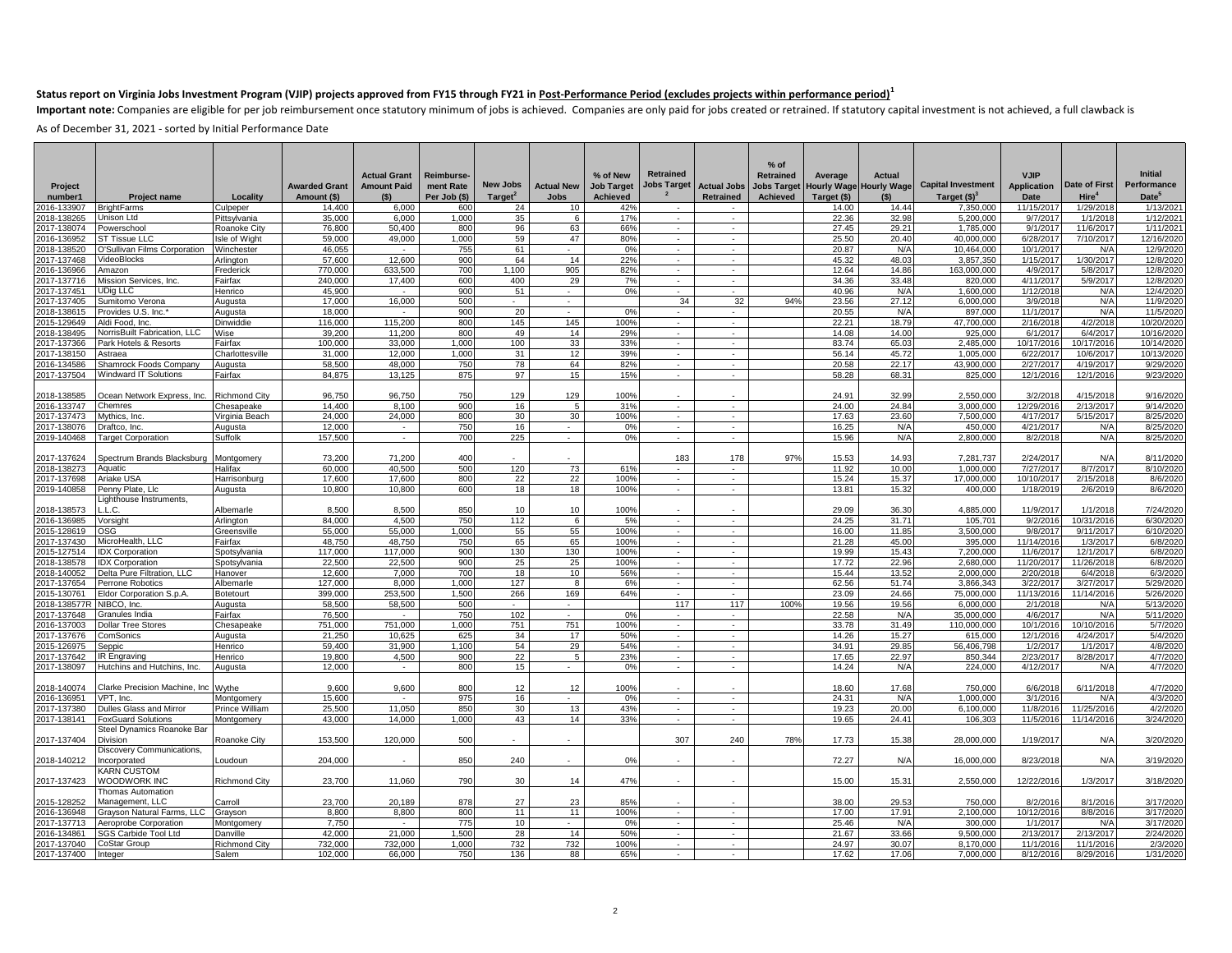**Status report on Virginia Jobs Investment Program (VJIP) projects approved from FY15 through FY21 in Post-Performance Period (excludes projects within performance period)[1]**

**Important note:** Companies are eligible for per job reimbursement once statutory minimum of jobs is achieved. Companies are only paid for jobs created or retrained. If statutory capital investment is not achieved, a full clawback is

As of December 31, 2021 - sorted by Initial Performance Date

| Project number1 | Project name | Locality | Awarded Grant Amount ($) | Actual Grant Amount Paid ($) | Reimbursement Rate Per Job ($) | New Jobs Target[2] | Actual New Jobs | % of New Job Target Achieved | Retrained Jobs Target[2] | Actual Jobs Retrained | % of Retrained Jobs Target Achieved | Average Hourly Wage Target ($) | Actual Hourly Wage ($) | Capital Investment Target ($)[3] | VJIP Application Date | Date of First Hire[4] | Initial Performance Date[5] |
|---|---|---|---|---|---|---|---|---|---|---|---|---|---|---|---|---|---|
| 2016-133907 | BrightFarms | Culpeper | 14,400 | 6,000 | 600 | 24 | 10 | 42% | - | - | | 14.00 | 14.44 | 7,350,000 | 11/15/2017 | 1/29/2018 | 1/13/2021 |
| 2018-138265 | Unison Ltd | Pittsylvania | 35,000 | 6,000 | 1,000 | 35 | 6 | 17% | - | - | | 22.36 | 32.98 | 5,200,000 | 9/7/2017 | 1/1/2018 | 1/12/2021 |
| 2017-138074 | Powerschool | Roanoke City | 76,800 | 50,400 | 800 | 96 | 63 | 66% | - | - | | 27.45 | 29.21 | 1,785,000 | 9/1/2017 | 11/6/2017 | 1/11/2021 |
| 2016-136952 | ST Tissue LLC | Isle of Wight | 59,000 | 49,000 | 1,000 | 59 | 47 | 80% | - | - | | 25.50 | 20.40 | 40,000,000 | 6/28/2017 | 7/10/2017 | 12/16/2020 |
| 2018-138520 | O'Sullivan Films Corporation | Winchester | 46,055 | - | 755 | 61 | - | 0% | - | - | | 20.87 | N/A | 10,464,000 | 10/1/2017 | N/A | 12/9/2020 |
| 2017-137468 | VideoBlocks | Arlington | 57,600 | 12,600 | 900 | 64 | 14 | 22% | - | - | | 45.32 | 48.03 | 3,857,350 | 1/15/2017 | 1/30/2017 | 12/8/2020 |
| 2016-136966 | Amazon | Frederick | 770,000 | 633,500 | 700 | 1,100 | 905 | 82% | - | - | | 12.64 | 14.86 | 163,000,000 | 4/9/2017 | 5/8/2017 | 12/8/2020 |
| 2017-137716 | Mission Services, Inc. | Fairfax | 240,000 | 17,400 | 600 | 400 | 29 | 7% | - | - | | 34.36 | 33.48 | 820,000 | 4/11/2017 | 5/9/2017 | 12/8/2020 |
| 2017-137451 | UDig LLC | Henrico | 45,900 | - | 900 | 51 | - | 0% | - | - | | 40.96 | N/A | 1,600,000 | 1/12/2018 | N/A | 12/4/2020 |
| 2017-137405 | Sumitomo Verona | Augusta | 17,000 | 16,000 | 500 | - | - | | 34 | 32 | 94% | 23.56 | 27.12 | 6,000,000 | 3/9/2018 | N/A | 11/9/2020 |
| 2018-138615 | Provides U.S. Inc.* | Augusta | 18,000 | - | 900 | 20 | - | 0% | - | - | | 20.55 | N/A | 897,000 | 11/1/2017 | N/A | 11/5/2020 |
| 2015-129649 | Aldi Food, Inc. | Dinwiddie | 116,000 | 115,200 | 800 | 145 | 145 | 100% | - | - | | 22.21 | 18.79 | 47,700,000 | 2/16/2018 | 4/2/2018 | 10/20/2020 |
| 2018-138495 | NorrisBuilt Fabrication, LLC | Wise | 39,200 | 11,200 | 800 | 49 | 14 | 29% | - | - | | 14.08 | 14.00 | 925,000 | 6/1/2017 | 6/4/2017 | 10/16/2020 |
| 2017-137366 | Park Hotels & Resorts | Fairfax | 100,000 | 33,000 | 1,000 | 100 | 33 | 33% | - | - | | 83.74 | 65.03 | 2,485,000 | 10/17/2016 | 10/17/2016 | 10/14/2020 |
| 2017-138150 | Astraea | Charlottesville | 31,000 | 12,000 | 1,000 | 31 | 12 | 39% | - | - | | 56.14 | 45.72 | 1,005,000 | 6/22/2017 | 10/6/2017 | 10/13/2020 |
| 2016-134586 | Shamrock Foods Company | Augusta | 58,500 | 48,000 | 750 | 78 | 64 | 82% | - | - | | 20.58 | 22.17 | 43,900,000 | 2/27/2017 | 4/19/2017 | 9/29/2020 |
| 2017-137504 | Windward IT Solutions | Fairfax | 84,875 | 13,125 | 875 | 97 | 15 | 15% | - | - | | 58.28 | 68.31 | 825,000 | 12/1/2016 | 12/1/2016 | 9/23/2020 |
| 2018-138585 | Ocean Network Express, Inc. | Richmond City | 96,750 | 96,750 | 750 | 129 | 129 | 100% | - | - | | 24.91 | 32.99 | 2,550,000 | 3/2/2018 | 4/15/2018 | 9/16/2020 |
| 2016-133747 | Chemres | Chesapeake | 14,400 | 8,100 | 900 | 16 | 5 | 31% | - | - | | 24.00 | 24.84 | 3,000,000 | 12/29/2016 | 2/13/2017 | 9/14/2020 |
| 2017-137473 | Mythics, Inc. | Virginia Beach | 24,000 | 24,000 | 800 | 30 | 30 | 100% | - | - | | 17.63 | 23.60 | 7,500,000 | 4/17/2017 | 5/15/2017 | 8/25/2020 |
| 2017-138076 | Draftco, Inc. | Augusta | 12,000 | - | 750 | 16 | - | 0% | - | - | | 16.25 | N/A | 450,000 | 4/21/2017 | N/A | 8/25/2020 |
| 2019-140468 | Target Corporation | Suffolk | 157,500 | - | 700 | 225 | - | 0% | - | - | | 15.96 | N/A | 2,800,000 | 8/2/2018 | N/A | 8/25/2020 |
| 2017-137624 | Spectrum Brands Blacksburg | Montgomery | 73,200 | 71,200 | 400 | - | - | | 183 | 178 | 97% | 15.53 | 14.93 | 7,281,737 | 2/24/2017 | N/A | 8/11/2020 |
| 2018-138273 | Aquatic | Halifax | 60,000 | 40,500 | 500 | 120 | 73 | 61% | - | - | | 11.92 | 10.00 | 1,000,000 | 7/27/2017 | 8/7/2017 | 8/10/2020 |
| 2017-137698 | Ariake USA | Harrisonburg | 17,600 | 17,600 | 800 | 22 | 22 | 100% | - | - | | 15.24 | 15.37 | 17,000,000 | 10/10/2017 | 2/15/2018 | 8/6/2020 |
| 2019-140858 | Penny Plate, Llc | Augusta | 10,800 | 10,800 | 600 | 18 | 18 | 100% | - | - | | 13.81 | 15.32 | 400,000 | 1/18/2019 | 2/6/2019 | 8/6/2020 |
| 2018-138573 | Lighthouse Instruments, L.L.C. | Albemarle | 8,500 | 8,500 | 850 | 10 | 10 | 100% | - | - | | 29.09 | 36.30 | 4,885,000 | 11/9/2017 | 1/1/2018 | 7/24/2020 |
| 2016-136985 | Vorsight | Arlington | 84,000 | 4,500 | 750 | 112 | 6 | 5% | - | - | | 24.25 | 31.71 | 105,701 | 9/2/2016 | 10/31/2016 | 6/30/2020 |
| 2015-128619 | OSG | Greensville | 55,000 | 55,000 | 1,000 | 55 | 55 | 100% | - | - | | 16.00 | 11.85 | 3,500,000 | 9/8/2017 | 9/11/2017 | 6/10/2020 |
| 2017-137430 | MicroHealth, LLC | Fairfax | 48,750 | 48,750 | 750 | 65 | 65 | 100% | - | - | | 21.28 | 45.00 | 395,000 | 11/14/2016 | 1/3/2017 | 6/8/2020 |
| 2015-127514 | IDX Corporation | Spotsylvania | 117,000 | 117,000 | 900 | 130 | 130 | 100% | - | - | | 19.99 | 15.43 | 7,200,000 | 11/6/2017 | 12/1/2017 | 6/8/2020 |
| 2018-138578 | IDX Corporation | Spotsylvania | 22,500 | 22,500 | 900 | 25 | 25 | 100% | - | - | | 17.72 | 22.96 | 2,680,000 | 11/20/2017 | 11/26/2018 | 6/8/2020 |
| 2018-140052 | Delta Pure Filtration, LLC | Hanover | 12,600 | 7,000 | 700 | 18 | 10 | 56% | - | - | | 15.44 | 13.52 | 2,000,000 | 2/20/2018 | 6/4/2018 | 6/3/2020 |
| 2017-137654 | Perrone Robotics | Albemarle | 127,000 | 8,000 | 1,000 | 127 | 8 | 6% | - | - | | 62.56 | 51.74 | 3,866,343 | 3/22/2017 | 3/27/2017 | 5/29/2020 |
| 2015-130761 | Eldor Corporation S.p.A. | Botetourt | 399,000 | 253,500 | 1,500 | 266 | 169 | 64% | - | - | | 23.09 | 24.66 | 75,000,000 | 11/13/2016 | 11/14/2016 | 5/26/2020 |
| 2018-138577R | NIBCO, Inc. | Augusta | 58,500 | 58,500 | 500 | - | - | | 117 | 117 | 100% | 19.56 | 19.56 | 6,000,000 | 2/1/2018 | N/A | 5/13/2020 |
| 2017-137648 | Granules India | Fairfax | 76,500 | - | 750 | 102 | - | 0% | - | - | | 22.58 | N/A | 35,000,000 | 4/6/2017 | N/A | 5/11/2020 |
| 2016-137003 | Dollar Tree Stores | Chesapeake | 751,000 | 751,000 | 1,000 | 751 | 751 | 100% | - | - | | 33.78 | 31.49 | 110,000,000 | 10/1/2016 | 10/10/2016 | 5/7/2020 |
| 2017-137676 | ComSonics | Augusta | 21,250 | 10,625 | 625 | 34 | 17 | 50% | - | - | | 14.26 | 15.27 | 615,000 | 12/1/2016 | 4/24/2017 | 5/4/2020 |
| 2015-126975 | Seppic | Henrico | 59,400 | 31,900 | 1,100 | 54 | 29 | 54% | - | - | | 34.91 | 29.85 | 56,406,798 | 1/2/2017 | 1/1/2017 | 4/8/2020 |
| 2017-137642 | IR Engraving | Henrico | 19,800 | 4,500 | 900 | 22 | 5 | 23% | - | - | | 17.65 | 22.97 | 850,344 | 2/23/2017 | 8/28/2017 | 4/7/2020 |
| 2017-138097 | Hutchins and Hutchins, Inc. | Augusta | 12,000 | - | 800 | 15 | - | 0% | - | - | | 14.24 | N/A | 224,000 | 4/12/2017 | N/A | 4/7/2020 |
| 2018-140074 | Clarke Precision Machine, Inc | Wythe | 9,600 | 9,600 | 800 | 12 | 12 | 100% | - | - | | 18.60 | 17.68 | 750,000 | 6/6/2018 | 6/11/2018 | 4/7/2020 |
| 2016-136951 | VPT, Inc. | Montgomery | 15,600 | - | 975 | 16 | - | 0% | - | - | | 24.31 | N/A | 1,000,000 | 3/1/2016 | N/A | 4/3/2020 |
| 2017-137380 | Dulles Glass and Mirror | Prince William | 25,500 | 11,050 | 850 | 30 | 13 | 43% | - | - | | 19.23 | 20.00 | 6,100,000 | 11/8/2016 | 11/25/2016 | 4/2/2020 |
| 2017-138141 | FoxGuard Solutions | Montgomery | 43,000 | 14,000 | 1,000 | 43 | 14 | 33% | - | - | | 19.65 | 24.41 | 106,303 | 11/5/2016 | 11/14/2016 | 3/24/2020 |
| 2017-137404 | Steel Dynamics Roanoke Bar Division | Roanoke City | 153,500 | 120,000 | 500 | - | - | | 307 | 240 | 78% | 17.73 | 15.38 | 28,000,000 | 1/19/2017 | N/A | 3/20/2020 |
| 2018-140212 | Discovery Communications, Incorporated | Loudoun | 204,000 | - | 850 | 240 | - | 0% | - | - | | 72.27 | N/A | 16,000,000 | 8/23/2018 | N/A | 3/19/2020 |
| 2017-137423 | KARN CUSTOM WOODWORK INC | Richmond City | 23,700 | 11,060 | 790 | 30 | 14 | 47% | - | - | | 15.00 | 15.31 | 2,550,000 | 12/22/2016 | 1/3/2017 | 3/18/2020 |
| 2015-128252 | Thomas Automation Management, LLC | Carroll | 23,700 | 20,189 | 878 | 27 | 23 | 85% | - | - | | 38.00 | 29.53 | 750,000 | 8/2/2016 | 8/1/2016 | 3/17/2020 |
| 2016-136948 | Grayson Natural Farms, LLC | Grayson | 8,800 | 8,800 | 800 | 11 | 11 | 100% | - | - | | 17.00 | 17.91 | 2,100,000 | 10/12/2016 | 8/8/2016 | 3/17/2020 |
| 2017-137713 | Aeroprobe Corporation | Montgomery | 7,750 | - | 775 | 10 | - | 0% | - | - | | 25.46 | N/A | 300,000 | 1/1/2017 | N/A | 3/17/2020 |
| 2016-134861 | SGS Carbide Tool Ltd | Danville | 42,000 | 21,000 | 1,500 | 28 | 14 | 50% | - | - | | 21.67 | 33.66 | 9,500,000 | 2/13/2017 | 2/13/2017 | 2/24/2020 |
| 2017-137040 | CoStar Group | Richmond City | 732,000 | 732,000 | 1,000 | 732 | 732 | 100% | - | - | | 24.97 | 30.07 | 8,170,000 | 11/1/2016 | 11/1/2016 | 2/3/2020 |
| 2017-137400 | Integer | Salem | 102,000 | 66,000 | 750 | 136 | 88 | 65% | - | - | | 17.62 | 17.06 | 7,000,000 | 8/12/2016 | 8/29/2016 | 1/31/2020 |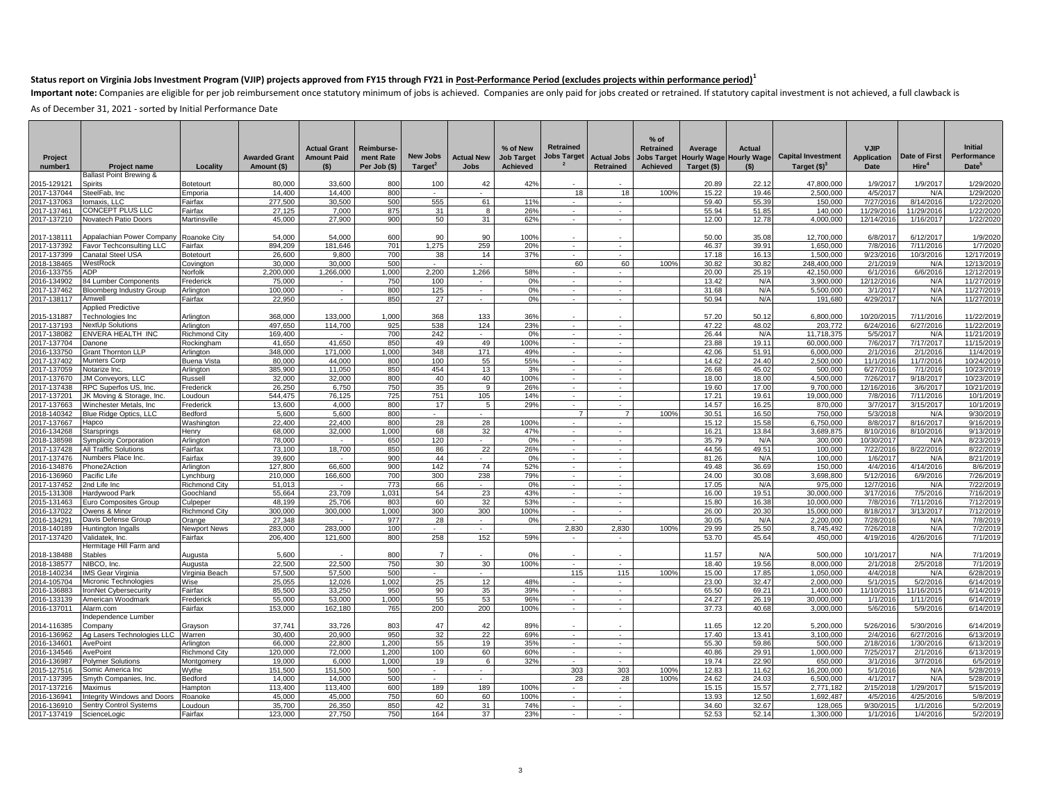**Status report on Virginia Jobs Investment Program (VJIP) projects approved from FY15 through FY21 in Post-Performance Period (excludes projects within performance period)[1]**

**Important note:** Companies are eligible for per job reimbursement once statutory minimum of jobs is achieved. Companies are only paid for jobs created or retrained. If statutory capital investment is not achieved, a full clawback is

As of December 31, 2021 - sorted by Initial Performance Date

| Project number1 | Project name | Locality | Awarded Grant Amount ($) | Actual Grant Amount Paid ($) | Reimbursement Rate Per Job ($) | New Jobs Target[2] | Actual New Jobs | % of New Job Target Achieved | Retrained Jobs Target[2] | Actual Jobs Retrained | % of Retrained Jobs Target Achieved | Average Hourly Wage Target ($) | Actual Hourly Wage ($) | Capital Investment Target ($)[3] | VJIP Application Date | Date of First Hire[4] | Initial Performance Date[5] |
|---|---|---|---|---|---|---|---|---|---|---|---|---|---|---|---|---|---|
| 2015-129121 | Ballast Point Brewing & Spirits | Botetourt | 80,000 | 33,600 | 800 | 100 | 42 | 42% | - | - | | 20.89 | 22.12 | 47,800,000 | 1/9/2017 | 1/9/2017 | 1/29/2020 |
| 2017-137044 | SteelFab, Inc | Emporia | 14,400 | 14,400 | 800 | - | - | | 18 | 18 | 100% | 15.22 | 19.46 | 2,500,000 | 4/5/2017 | N/A | 1/29/2020 |
| 2017-137063 | Iomaxis, LLC | Fairfax | 277,500 | 30,500 | 500 | 555 | 61 | 11% | - | - | | 59.40 | 55.39 | 150,000 | 7/27/2016 | 8/14/2016 | 1/22/2020 |
| 2017-137461 | CONCEPT PLUS LLC | Fairfax | 27,125 | 7,000 | 875 | 31 | 8 | 26% | - | - | | 55.94 | 51.85 | 140,000 | 11/29/2016 | 11/29/2016 | 1/22/2020 |
| 2017-137210 | Novatech Patio Doors | Martinsville | 45,000 | 27,900 | 900 | 50 | 31 | 62% | - | - | | 12.00 | 12.78 | 4,000,000 | 12/14/2016 | 1/16/2017 | 1/22/2020 |
| 2017-138111 | Appalachian Power Company | Roanoke City | 54,000 | 54,000 | 600 | 90 | 90 | 100% | - | - | | 50.00 | 35.08 | 12,700,000 | 6/8/2017 | 6/12/2017 | 1/9/2020 |
| 2017-137392 | Favor Techconsulting LLC | Fairfax | 894,209 | 181,646 | 701 | 1,275 | 259 | 20% | - | - | | 46.37 | 39.91 | 1,650,000 | 7/8/2016 | 7/11/2016 | 1/7/2020 |
| 2017-137399 | Canatal Steel USA | Botetourt | 26,600 | 9,800 | 700 | 38 | 14 | 37% | - | - | | 17.18 | 16.13 | 1,500,000 | 9/23/2016 | 10/3/2016 | 12/17/2019 |
| 2018-138465 | WestRock | Covington | 30,000 | 30,000 | 500 | - | - | | 60 | 60 | 100% | 30.82 | 30.82 | 248,400,000 | 2/1/2019 | N/A | 12/13/2019 |
| 2016-133755 | ADP | Norfolk | 2,200,000 | 1,266,000 | 1,000 | 2,200 | 1,266 | 58% | - | - | | 20.00 | 25.19 | 42,150,000 | 6/1/2016 | 6/6/2016 | 12/12/2019 |
| 2016-134902 | 84 Lumber Components | Frederick | 75,000 | - | 750 | 100 | - | 0% | - | - | | 13.42 | N/A | 3,900,000 | 12/12/2016 | N/A | 11/27/2019 |
| 2017-137462 | Bloomberg Industry Group | Arlington | 100,000 | - | 800 | 125 | - | 0% | - | - | | 31.68 | N/A | 5,500,000 | 3/1/2017 | N/A | 11/27/2019 |
| 2017-138117 | Amwell | Fairfax | 22,950 | - | 850 | 27 | - | 0% | - | - | | 50.94 | N/A | 191,680 | 4/29/2017 | N/A | 11/27/2019 |
| 2015-131887 | Applied Predictive Technologies Inc | Arlington | 368,000 | 133,000 | 1,000 | 368 | 133 | 36% | - | - | | 57.20 | 50.12 | 6,800,000 | 10/20/2015 | 7/11/2016 | 11/22/2019 |
| 2017-137193 | NextUp Solutions | Arlington | 497,650 | 114,700 | 925 | 538 | 124 | 23% | - | - | | 47.22 | 48.02 | 203,772 | 6/24/2016 | 6/27/2016 | 11/22/2019 |
| 2017-138082 | ENVERA HEALTH INC | Richmond City | 169,400 | - | 700 | 242 | - | 0% | - | - | | 26.44 | N/A | 11,718,375 | 5/5/2017 | N/A | 11/21/2019 |
| 2017-137704 | Danone | Rockingham | 41,650 | 41,650 | 850 | 49 | 49 | 100% | - | - | | 23.88 | 19.11 | 60,000,000 | 7/6/2017 | 7/17/2017 | 11/15/2019 |
| 2016-133750 | Grant Thornton LLP | Arlington | 348,000 | 171,000 | 1,000 | 348 | 171 | 49% | - | - | | 42.06 | 51.91 | 6,000,000 | 2/1/2016 | 2/1/2016 | 11/4/2019 |
| 2017-137402 | Munters Corp | Buena Vista | 80,000 | 44,000 | 800 | 100 | 55 | 55% | - | - | | 14.62 | 24.40 | 2,500,000 | 11/1/2016 | 11/7/2016 | 10/24/2019 |
| 2017-137059 | Notarize Inc. | Arlington | 385,900 | 11,050 | 850 | 454 | 13 | 3% | - | - | | 26.68 | 45.02 | 500,000 | 6/27/2016 | 7/1/2016 | 10/23/2019 |
| 2017-137670 | JM Conveyors, LLC | Russell | 32,000 | 32,000 | 800 | 40 | 40 | 100% | - | - | | 18.00 | 18.00 | 4,500,000 | 7/26/2017 | 9/18/2017 | 10/23/2019 |
| 2017-137438 | RPC Superfos US, Inc. | Frederick | 26,250 | 6,750 | 750 | 35 | 9 | 26% | - | - | | 19.60 | 17.00 | 9,700,000 | 12/16/2016 | 3/6/2017 | 10/21/2019 |
| 2017-137201 | JK Moving & Storage, Inc. | Loudoun | 544,475 | 76,125 | 725 | 751 | 105 | 14% | - | - | | 17.21 | 19.61 | 19,000,000 | 7/8/2016 | 7/11/2016 | 10/1/2019 |
| 2017-137663 | Winchester Metals, Inc | Frederick | 13,600 | 4,000 | 800 | 17 | 5 | 29% | - | - | | 14.57 | 16.25 | 870,000 | 3/7/2017 | 3/15/2017 | 10/1/2019 |
| 2018-140342 | Blue Ridge Optics, LLC | Bedford | 5,600 | 5,600 | 800 | - | - | | 7 | 7 | 100% | 30.51 | 16.50 | 750,000 | 5/3/2018 | N/A | 9/30/2019 |
| 2017-137667 | Hapco | Washington | 22,400 | 22,400 | 800 | 28 | 28 | 100% | - | - | | 15.12 | 15.58 | 6,750,000 | 8/8/2017 | 8/16/2017 | 9/16/2019 |
| 2016-134268 | Starsprings | Henry | 68,000 | 32,000 | 1,000 | 68 | 32 | 47% | - | - | | 16.21 | 13.84 | 3,689,875 | 8/10/2016 | 8/10/2016 | 9/13/2019 |
| 2018-138598 | Symplicity Corporation | Arlington | 78,000 | - | 650 | 120 | - | 0% | - | - | | 35.79 | N/A | 300,000 | 10/30/2017 | N/A | 8/23/2019 |
| 2017-137428 | All Traffic Solutions | Fairfax | 73,100 | 18,700 | 850 | 86 | 22 | 26% | - | - | | 44.56 | 49.51 | 100,000 | 7/22/2016 | 8/22/2016 | 8/22/2019 |
| 2017-137476 | Numbers Place Inc. | Fairfax | 39,600 | - | 900 | 44 | - | 0% | - | - | | 81.26 | N/A | 100,000 | 1/6/2017 | N/A | 8/21/2019 |
| 2016-134876 | Phone2Action | Arlington | 127,800 | 66,600 | 900 | 142 | 74 | 52% | - | - | | 49.48 | 36.69 | 150,000 | 4/4/2016 | 4/14/2016 | 8/6/2019 |
| 2016-136960 | Pacific Life | Lynchburg | 210,000 | 166,600 | 700 | 300 | 238 | 79% | - | - | | 24.00 | 30.08 | 3,698,800 | 5/12/2016 | 6/9/2016 | 7/26/2019 |
| 2017-137452 | 2nd Life Inc | Richmond City | 51,013 | - | 773 | 66 | - | 0% | - | - | | 17.05 | N/A | 975,000 | 12/7/2016 | N/A | 7/22/2019 |
| 2015-131308 | Hardywood Park | Goochland | 55,664 | 23,709 | 1,031 | 54 | 23 | 43% | - | - | | 16.00 | 19.51 | 30,000,000 | 3/17/2016 | 7/5/2016 | 7/16/2019 |
| 2015-131463 | Euro Composites Group | Culpeper | 48,199 | 25,706 | 803 | 60 | 32 | 53% | - | - | | 15.80 | 16.38 | 10,000,000 | 7/8/2016 | 7/11/2016 | 7/12/2019 |
| 2016-137022 | Owens & Minor | Richmond City | 300,000 | 300,000 | 1,000 | 300 | 300 | 100% | - | - | | 26.00 | 20.30 | 15,000,000 | 8/18/2017 | 3/13/2017 | 7/12/2019 |
| 2016-134291 | Davis Defense Group | Orange | 27,348 | - | 977 | 28 | - | 0% | - | - | | 30.05 | N/A | 2,200,000 | 7/28/2016 | N/A | 7/8/2019 |
| 2018-140189 | Huntington Ingalls | Newport News | 283,000 | 283,000 | 100 | - | - | | 2,830 | 2,830 | 100% | 29.99 | 25.50 | 8,745,492 | 7/26/2018 | N/A | 7/2/2019 |
| 2017-137420 | Validatek, Inc. | Fairfax | 206,400 | 121,600 | 800 | 258 | 152 | 59% | - | - | | 53.70 | 45.64 | 450,000 | 4/19/2016 | 4/26/2016 | 7/1/2019 |
| 2018-138488 | Hermitage Hill Farm and Stables | Augusta | 5,600 | - | 800 | 7 | - | 0% | - | - | | 11.57 | N/A | 500,000 | 10/1/2017 | N/A | 7/1/2019 |
| 2018-138577 | NIBCO, Inc. | Augusta | 22,500 | 22,500 | 750 | 30 | 30 | 100% | - | - | | 18.40 | 19.56 | 8,000,000 | 2/1/2018 | 2/5/2018 | 7/1/2019 |
| 2018-140234 | IMS Gear Virginia | Virginia Beach | 57,500 | 57,500 | 500 | - | - | | 115 | 115 | 100% | 15.00 | 17.85 | 1,050,000 | 4/4/2018 | N/A | 6/28/2019 |
| 2014-105704 | Micronic Technologies | Wise | 25,055 | 12,026 | 1,002 | 25 | 12 | 48% | - | - | | 23.00 | 32.47 | 2,000,000 | 5/1/2015 | 5/2/2016 | 6/14/2019 |
| 2016-136883 | IronNet Cybersecurity | Fairfax | 85,500 | 33,250 | 950 | 90 | 35 | 39% | - | - | | 65.50 | 69.21 | 1,400,000 | 11/10/2015 | 11/16/2015 | 6/14/2019 |
| 2016-133139 | American Woodmark | Frederick | 55,000 | 53,000 | 1,000 | 55 | 53 | 96% | - | - | | 24.27 | 26.19 | 30,000,000 | 1/1/2016 | 1/11/2016 | 6/14/2019 |
| 2016-137011 | Alarm.com | Fairfax | 153,000 | 162,180 | 765 | 200 | 200 | 100% | - | - | | 37.73 | 40.68 | 3,000,000 | 5/6/2016 | 5/9/2016 | 6/14/2019 |
| 2014-116385 | Independence Lumber Company | Grayson | 37,741 | 33,726 | 803 | 47 | 42 | 89% | - | - | | 11.65 | 12.20 | 5,200,000 | 5/26/2016 | 5/30/2016 | 6/14/2019 |
| 2016-136962 | Ag Lasers Technologies LLC | Warren | 30,400 | 20,900 | 950 | 32 | 22 | 69% | - | - | | 17.40 | 13.41 | 3,100,000 | 2/4/2016 | 6/27/2016 | 6/13/2019 |
| 2016-134601 | AvePoint | Arlington | 66,000 | 22,800 | 1,200 | 55 | 19 | 35% | - | - | | 55.30 | 59.86 | 500,000 | 2/18/2016 | 1/30/2016 | 6/13/2019 |
| 2016-134546 | AvePoint | Richmond City | 120,000 | 72,000 | 1,200 | 100 | 60 | 60% | - | - | | 40.86 | 29.91 | 1,000,000 | 7/25/2017 | 2/1/2016 | 6/13/2019 |
| 2016-136987 | Polymer Solutions | Montgomery | 19,000 | 6,000 | 1,000 | 19 | 6 | 32% | - | - | | 19.74 | 22.90 | 650,000 | 3/1/2016 | 3/7/2016 | 6/5/2019 |
| 2015-127516 | Somic America Inc | Wythe | 151,500 | 151,500 | 500 | - | - | | 303 | 303 | 100% | 12.83 | 11.62 | 16,200,000 | 5/1/2016 | N/A | 5/28/2019 |
| 2017-137395 | Smyth Companies, Inc. | Bedford | 14,000 | 14,000 | 500 | - | - | | 28 | 28 | 100% | 24.62 | 24.03 | 6,500,000 | 4/1/2017 | N/A | 5/28/2019 |
| 2017-137216 | Maximus | Hampton | 113,400 | 113,400 | 600 | 189 | 189 | 100% | - | - | | 15.15 | 15.57 | 2,771,182 | 2/15/2018 | 1/29/2017 | 5/15/2019 |
| 2016-136941 | Integrity Windows and Doors | Roanoke | 45,000 | 45,000 | 750 | 60 | 60 | 100% | - | - | | 13.93 | 12.50 | 1,692,487 | 4/5/2016 | 4/25/2016 | 5/8/2019 |
| 2016-136910 | Sentry Control Systems | Loudoun | 35,700 | 26,350 | 850 | 42 | 31 | 74% | - | - | | 34.60 | 32.67 | 128,065 | 9/30/2015 | 1/1/2016 | 5/2/2019 |
| 2017-137419 | ScienceLogic | Fairfax | 123,000 | 27,750 | 750 | 164 | 37 | 23% | - | - | | 52.53 | 52.14 | 1,300,000 | 1/1/2016 | 1/4/2016 | 5/2/2019 |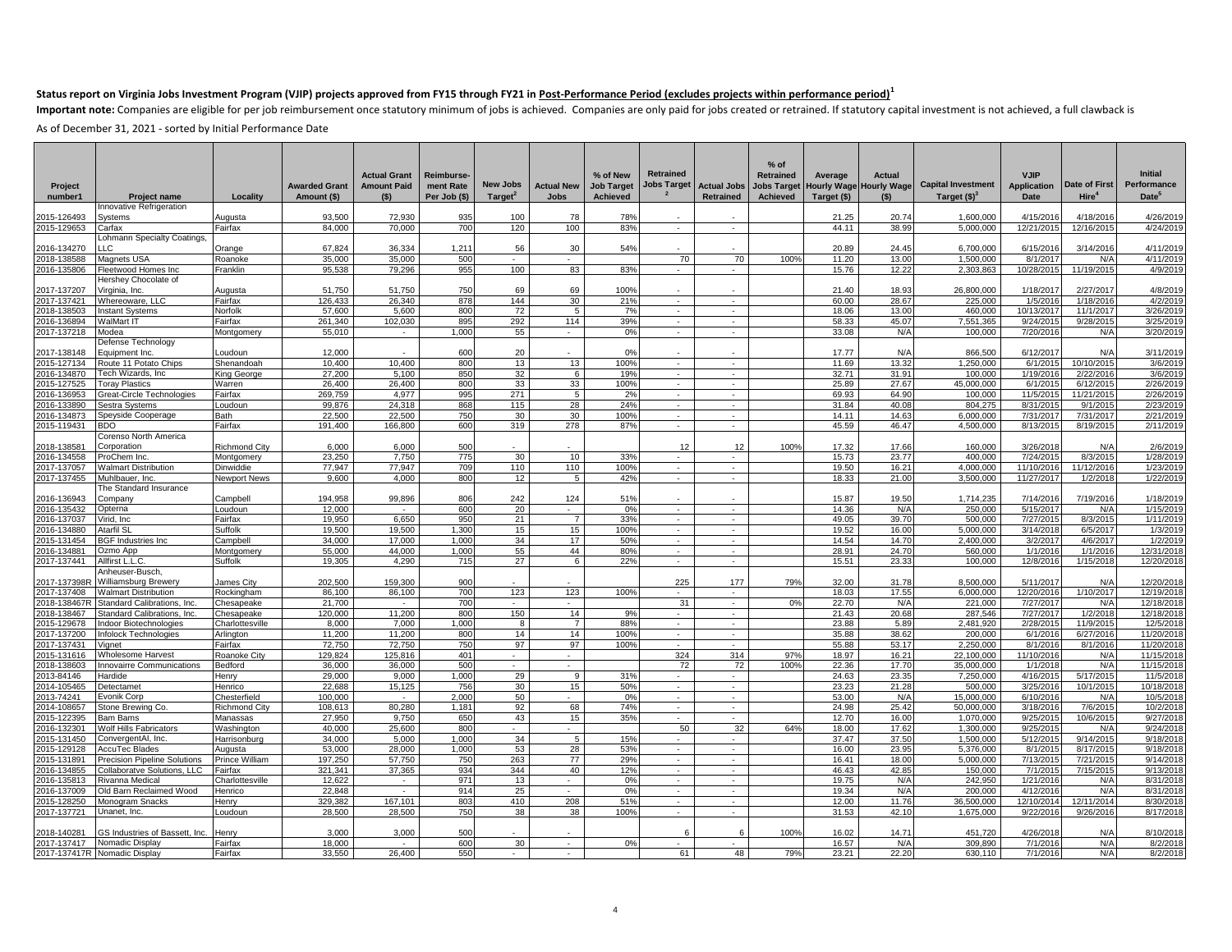**Status report on Virginia Jobs Investment Program (VJIP) projects approved from FY15 through FY21 in Post-Performance Period (excludes projects within performance period)[1]**

**Important note:** Companies are eligible for per job reimbursement once statutory minimum of jobs is achieved. Companies are only paid for jobs created or retrained. If statutory capital investment is not achieved, a full clawback is

As of December 31, 2021 - sorted by Initial Performance Date

| Project number1 | Project name | Locality | Awarded Grant Amount ($) | Actual Grant Amount Paid ($) | Reimbursement Rate Per Job ($) | New Jobs Target[2] | Actual New Jobs | % of New Job Target Achieved | Retrained Jobs Target[2] | Actual Jobs Retrained | % of Retrained Jobs Target Achieved | Average Hourly Wage Target ($) | Actual Hourly Wage ($) | Capital Investment Target ($)[3] | VJIP Application Date | Date of First Hire[4] | Initial Performance Date[5] |
|---|---|---|---|---|---|---|---|---|---|---|---|---|---|---|---|---|---|
| 2015-126493 | Innovative Refrigeration Systems | Augusta | 93,500 | 72,930 | 935 | 100 | 78 | 78% | - | - | | 21.25 | 20.74 | 1,600,000 | 4/15/2016 | 4/18/2016 | 4/26/2019 |
| 2015-129653 | Carfax | Fairfax | 84,000 | 70,000 | 700 | 120 | 100 | 83% | - | - | | 44.11 | 38.99 | 5,000,000 | 12/21/2015 | 12/16/2015 | 4/24/2019 |
| 2016-134270 | Lohmann Specialty Coatings, LLC | Orange | 67,824 | 36,334 | 1,211 | 56 | 30 | 54% | - | - | | 20.89 | 24.45 | 6,700,000 | 6/15/2016 | 3/14/2016 | 4/11/2019 |
| 2018-138588 | Magnets USA | Roanoke | 35,000 | 35,000 | 500 | - | - | | 70 | 70 | 100% | 11.20 | 13.00 | 1,500,000 | 8/1/2017 | N/A | 4/11/2019 |
| 2016-135806 | Fleetwood Homes Inc | Franklin | 95,538 | 79,296 | 955 | 100 | 83 | 83% | - | - | | 15.76 | 12.22 | 2,303,863 | 10/28/2015 | 11/19/2015 | 4/9/2019 |
| 2017-137207 | Hershey Chocolate of Virginia, Inc. | Augusta | 51,750 | 51,750 | 750 | 69 | 69 | 100% | - | - | | 21.40 | 18.93 | 26,800,000 | 1/18/2017 | 2/27/2017 | 4/8/2019 |
| 2017-137421 | Whereoware, LLC | Fairfax | 126,433 | 26,340 | 878 | 144 | 30 | 21% | - | - | | 60.00 | 28.67 | 225,000 | 1/5/2016 | 1/18/2016 | 4/2/2019 |
| 2018-138503 | Instant Systems | Norfolk | 57,600 | 5,600 | 800 | 72 | 5 | 7% | - | - | | 18.06 | 13.00 | 460,000 | 10/13/2017 | 11/1/2017 | 3/26/2019 |
| 2016-136894 | WalMart IT | Fairfax | 261,340 | 102,030 | 895 | 292 | 114 | 39% | - | - | | 58.33 | 45.07 | 7,551,365 | 9/24/2015 | 9/28/2015 | 3/25/2019 |
| 2017-137218 | Modea | Montgomery | 55,010 | - | 1,000 | 55 | - | 0% | - | - | | 33.08 | N/A | 100,000 | 7/20/2016 | N/A | 3/20/2019 |
| 2017-138148 | Defense Technology Equipment Inc. | Loudoun | 12,000 | - | 600 | 20 | - | 0% | - | - | | 17.77 | N/A | 866,500 | 6/12/2017 | N/A | 3/11/2019 |
| 2015-127134 | Route 11 Potato Chips | Shenandoah | 10,400 | 10,400 | 800 | 13 | 13 | 100% | - | - | | 11.69 | 13.32 | 1,250,000 | 6/1/2015 | 10/10/2015 | 3/6/2019 |
| 2016-134870 | Tech Wizards, Inc | King George | 27,200 | 5,100 | 850 | 32 | 6 | 19% | - | - | | 32.71 | 31.91 | 100,000 | 1/19/2016 | 2/22/2016 | 3/6/2019 |
| 2015-127525 | Toray Plastics | Warren | 26,400 | 26,400 | 800 | 33 | 33 | 100% | - | - | | 25.89 | 27.67 | 45,000,000 | 6/1/2015 | 6/12/2015 | 2/26/2019 |
| 2016-136953 | Greate-Circle Technologies | Fairfax | 269,759 | 4,977 | 995 | 271 | 5 | 2% | - | - | | 69.93 | 64.90 | 100,000 | 11/5/2015 | 11/21/2015 | 2/26/2019 |
| 2016-133890 | Sestra Systems | Loudoun | 99,876 | 24,318 | 868 | 115 | 28 | 24% | - | - | | 31.84 | 40.08 | 804,275 | 8/31/2015 | 9/1/2015 | 2/23/2019 |
| 2016-134873 | Speyside Cooperage | Bath | 22,500 | 22,500 | 750 | 30 | 30 | 100% | - | - | | 14.11 | 14.63 | 6,000,000 | 7/31/2017 | 7/31/2017 | 2/21/2019 |
| 2015-119431 | BDO | Fairfax | 191,400 | 166,800 | 600 | 319 | 278 | 87% | - | - | | 45.59 | 46.47 | 4,500,000 | 8/13/2015 | 8/19/2015 | 2/11/2019 |
| 2018-138581 | Corenso North America Corporation | Richmond City | 6,000 | 6,000 | 500 | - | - | | 12 | 12 | 100% | 17.32 | 17.66 | 160,000 | 3/26/2018 | N/A | 2/6/2019 |
| 2016-134558 | ProChem Inc. | Montgomery | 23,250 | 7,750 | 775 | 30 | 10 | 33% | - | - | | 15.73 | 23.77 | 400,000 | 7/24/2015 | 8/3/2015 | 1/28/2019 |
| 2017-137057 | Walmart Distribution | Dinwiddie | 77,947 | 77,947 | 709 | 110 | 110 | 100% | - | - | | 19.50 | 16.21 | 4,000,000 | 11/10/2016 | 11/12/2016 | 1/23/2019 |
| 2017-137455 | Muhlbauer, Inc. | Newport News | 9,600 | 4,000 | 800 | 12 | 5 | 42% | - | - | | 18.33 | 21.00 | 3,500,000 | 11/27/2017 | 1/2/2018 | 1/22/2019 |
| 2016-136943 | The Standard Insurance Company | Campbell | 194,958 | 99,896 | 806 | 242 | 124 | 51% | - | - | | 15.87 | 19.50 | 1,714,235 | 7/14/2016 | 7/19/2016 | 1/18/2019 |
| 2016-135432 | Opterna | Loudoun | 12,000 | - | 600 | 20 | - | 0% | - | - | | 14.36 | N/A | 250,000 | 5/15/2017 | N/A | 1/15/2019 |
| 2016-137037 | Virid, Inc | Fairfax | 19,950 | 6,650 | 950 | 21 | 7 | 33% | - | - | | 49.05 | 39.70 | 500,000 | 7/27/2015 | 8/3/2015 | 1/11/2019 |
| 2016-134880 | Atarfil SL | Suffolk | 19,500 | 19,500 | 1,300 | 15 | 15 | 100% | - | - | | 19.52 | 16.00 | 5,000,000 | 3/14/2018 | 6/5/2017 | 1/3/2019 |
| 2015-131454 | BGF Industries Inc | Campbell | 34,000 | 17,000 | 1,000 | 34 | 17 | 50% | - | - | | 14.54 | 14.70 | 2,400,000 | 3/2/2017 | 4/6/2017 | 1/2/2019 |
| 2016-134881 | Ozmo App | Montgomery | 55,000 | 44,000 | 1,000 | 55 | 44 | 80% | - | - | | 28.91 | 24.70 | 560,000 | 1/1/2016 | 1/1/2016 | 12/31/2018 |
| 2017-137441 | Allfirst L.L.C. | Suffolk | 19,305 | 4,290 | 715 | 27 | 6 | 22% | - | - | | 15.51 | 23.33 | 100,000 | 12/8/2016 | 1/15/2018 | 12/20/2018 |
| 2017-137398R | Anheuser-Busch, Williamsburg Brewery | James City | 202,500 | 159,300 | 900 | - | - | | 225 | 177 | 79% | 32.00 | 31.78 | 8,500,000 | 5/11/2017 | N/A | 12/20/2018 |
| 2017-137408 | Walmart Distribution | Rockingham | 86,100 | 86,100 | 700 | 123 | 123 | 100% | - | - | | 18.03 | 17.55 | 6,000,000 | 12/20/2016 | 1/10/2017 | 12/19/2018 |
| 2018-138467R | Standard Calibrations, Inc. | Chesapeake | 21,700 | - | 700 | - | - | | 31 | - | 0% | 22.70 | N/A | 221,000 | 7/27/2017 | N/A | 12/18/2018 |
| 2018-138467 | Standard Calibrations, Inc. | Chesapeake | 120,000 | 11,200 | 800 | 150 | 14 | 9% | - | - | | 21.43 | 20.68 | 287,546 | 7/27/2017 | 1/2/2018 | 12/18/2018 |
| 2015-129678 | Indoor Biotechnologies | Charlottesville | 8,000 | 7,000 | 1,000 | 8 | 7 | 88% | - | - | | 23.88 | 5.89 | 2,481,920 | 2/28/2015 | 11/9/2015 | 12/5/2018 |
| 2017-137200 | Infolock Technologies | Arlington | 11,200 | 11,200 | 800 | 14 | 14 | 100% | - | - | | 35.88 | 38.62 | 200,000 | 6/1/2016 | 6/27/2016 | 11/20/2018 |
| 2017-137431 | Vignet | Fairfax | 72,750 | 72,750 | 750 | 97 | 97 | 100% | - | - | | 55.88 | 53.17 | 2,250,000 | 8/1/2016 | 8/1/2016 | 11/20/2018 |
| 2015-131616 | Wholesome Harvest | Roanoke City | 129,824 | 125,816 | 401 | - | - | | 324 | 314 | 97% | 18.97 | 16.21 | 22,100,000 | 11/10/2016 | N/A | 11/15/2018 |
| 2018-138603 | Innovairre Communications | Bedford | 36,000 | 36,000 | 500 | - | - | | 72 | 72 | 100% | 22.36 | 17.70 | 35,000,000 | 1/1/2018 | N/A | 11/15/2018 |
| 2013-84146 | Hardide | Henry | 29,000 | 9,000 | 1,000 | 29 | 9 | 31% | - | - | | 24.63 | 23.35 | 7,250,000 | 4/16/2015 | 5/17/2015 | 11/5/2018 |
| 2014-105465 | Detectamet | Henrico | 22,688 | 15,125 | 756 | 30 | 15 | 50% | - | - | | 23.23 | 21.28 | 500,000 | 3/25/2016 | 10/1/2015 | 10/18/2018 |
| 2013-74241 | Evonik Corp | Chesterfield | 100,000 | - | 2,000 | 50 | - | 0% | - | - | | 53.00 | N/A | 15,000,000 | 6/10/2016 | N/A | 10/5/2018 |
| 2014-108657 | Stone Brewing Co. | Richmond City | 108,613 | 80,280 | 1,181 | 92 | 68 | 74% | - | - | | 24.98 | 25.42 | 50,000,000 | 3/18/2016 | 7/6/2015 | 10/2/2018 |
| 2015-122395 | Bam Bams | Manassas | 27,950 | 9,750 | 650 | 43 | 15 | 35% | - | - | | 12.70 | 16.00 | 1,070,000 | 9/25/2015 | 10/6/2015 | 9/27/2018 |
| 2016-132301 | Wolf Hills Fabricators | Washington | 40,000 | 25,600 | 800 | - | - | | 50 | 32 | 64% | 18.00 | 17.62 | 1,300,000 | 9/25/2015 | N/A | 9/24/2018 |
| 2015-131450 | ConvergentAI, Inc. | Harrisonburg | 34,000 | 5,000 | 1,000 | 34 | 5 | 15% | - | - | | 37.47 | 37.50 | 1,500,000 | 5/12/2015 | 9/14/2015 | 9/18/2018 |
| 2015-129128 | AccuTec Blades | Augusta | 53,000 | 28,000 | 1,000 | 53 | 28 | 53% | - | - | | 16.00 | 23.95 | 5,376,000 | 8/1/2015 | 8/17/2015 | 9/18/2018 |
| 2015-131891 | Precision Pipeline Solutions | Prince William | 197,250 | 57,750 | 750 | 263 | 77 | 29% | - | - | | 16.41 | 18.00 | 5,000,000 | 7/13/2015 | 7/21/2015 | 9/14/2018 |
| 2016-134855 | Collaboratve Solutions, LLC | Fairfax | 321,341 | 37,365 | 934 | 344 | 40 | 12% | - | - | | 46.43 | 42.85 | 150,000 | 7/1/2015 | 7/15/2015 | 9/13/2018 |
| 2016-135813 | Rivanna Medical | Charlottesville | 12,622 | - | 971 | 13 | - | 0% | - | - | | 19.75 | N/A | 242,950 | 1/21/2016 | N/A | 8/31/2018 |
| 2016-137009 | Old Barn Reclaimed Wood | Henrico | 22,848 | - | 914 | 25 | - | 0% | - | - | | 19.34 | N/A | 200,000 | 4/12/2016 | N/A | 8/31/2018 |
| 2015-128250 | Monogram Snacks | Henry | 329,382 | 167,101 | 803 | 410 | 208 | 51% | - | - | | 12.00 | 11.76 | 36,500,000 | 12/10/2014 | 12/11/2014 | 8/30/2018 |
| 2017-137721 | Unanet, Inc. | Loudoun | 28,500 | 28,500 | 750 | 38 | 38 | 100% | - | - | | 31.53 | 42.10 | 1,675,000 | 9/22/2016 | 9/26/2016 | 8/17/2018 |
| 2018-140281 | GS Industries of Bassett, Inc. | Henry | 3,000 | 3,000 | 500 | - | - | | 6 | 6 | 100% | 16.02 | 14.71 | 451,720 | 4/26/2018 | N/A | 8/10/2018 |
| 2017-137417 | Nomadic Display | Fairfax | 18,000 | - | 600 | 30 | - | 0% | - | - | | 16.57 | N/A | 309,890 | 7/1/2016 | N/A | 8/2/2018 |
| 2017-137417R | Nomadic Display | Fairfax | 33,550 | 26,400 | 550 | - | - | | 61 | 48 | 79% | 23.21 | 22.20 | 630,110 | 7/1/2016 | N/A | 8/2/2018 |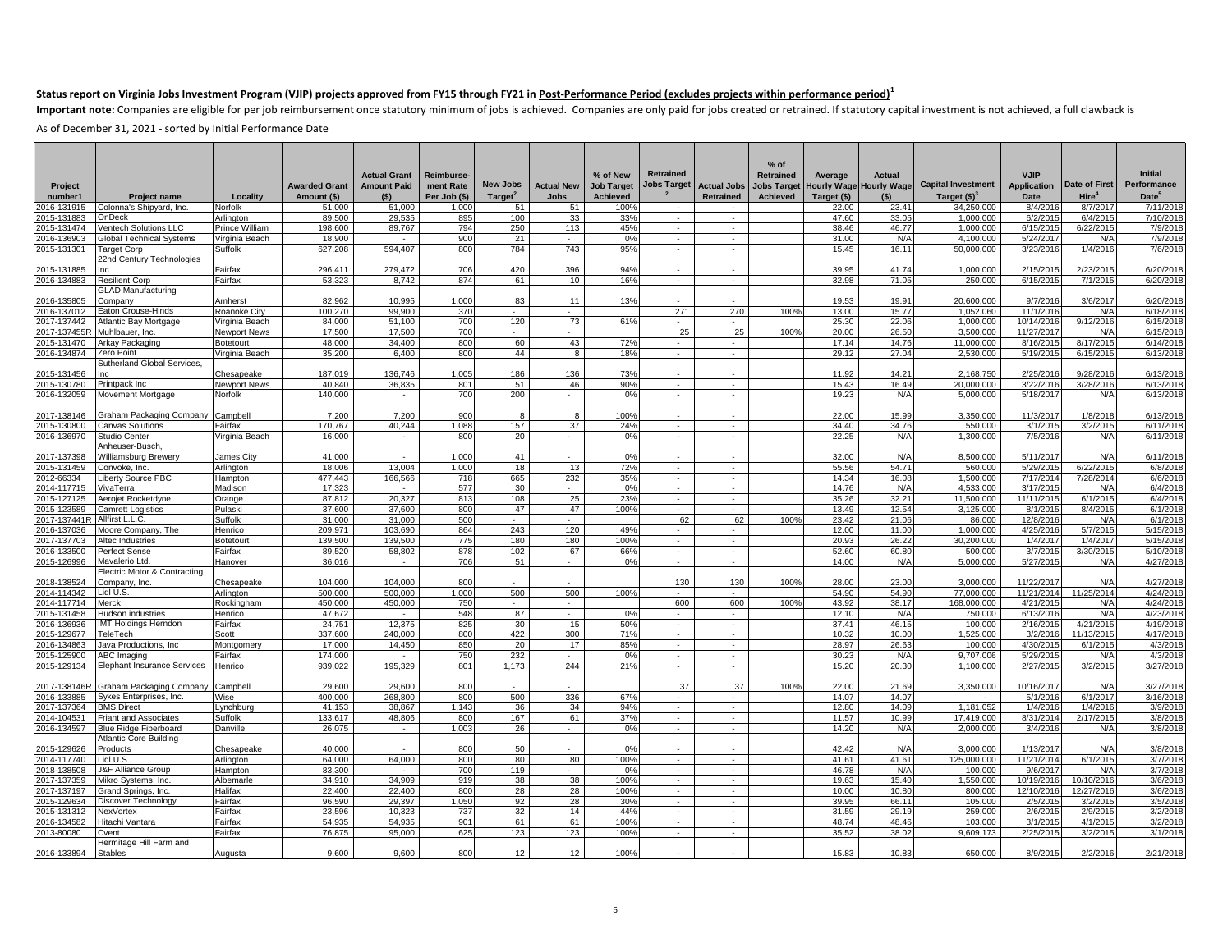**Status report on Virginia Jobs Investment Program (VJIP) projects approved from FY15 through FY21 in Post-Performance Period (excludes projects within performance period)[1]**

**Important note:** Companies are eligible for per job reimbursement once statutory minimum of jobs is achieved. Companies are only paid for jobs created or retrained. If statutory capital investment is not achieved, a full clawback is

As of December 31, 2021 - sorted by Initial Performance Date

| Project number1 | Project name | Locality | Awarded Grant Amount ($) | Actual Grant Amount Paid ($) | Reimburse-ment Rate Per Job ($) | New Jobs Target[2] | Actual New Jobs | % of New Job Target Achieved | Retrained Jobs Target [2] | Actual Jobs Retrained | % of Retrained Jobs Target Achieved | Average Hourly Wage Target ($) | Actual Hourly Wage ($) | Capital Investment Target ($)[3] | VJIP Application Date | Date of First Hire[4] | Initial Performance Date[5] |
|---|---|---|---|---|---|---|---|---|---|---|---|---|---|---|---|---|---|
| 2016-131915 | Colonna's Shipyard, Inc. | Norfolk | 51,000 | 51,000 | 1,000 | 51 | 51 | 100% | - | - | | 22.00 | 23.41 | 34,250,000 | 8/4/2016 | 8/7/2017 | 7/11/2018 |
| 2015-131883 | OnDeck | Arlington | 89,500 | 29,535 | 895 | 100 | 33 | 33% | - | - | | 47.60 | 33.05 | 1,000,000 | 6/2/2015 | 6/4/2015 | 7/10/2018 |
| 2015-131474 | Ventech Solutions LLC | Prince William | 198,600 | 89,767 | 794 | 250 | 113 | 45% | - | - | | 38.46 | 46.77 | 1,000,000 | 6/15/2015 | 6/22/2015 | 7/9/2018 |
| 2016-136903 | Global Technical Systems | Virginia Beach | 18,900 | - | 900 | 21 | - | 0% | - | - | | 31.00 | N/A | 4,100,000 | 5/24/2017 | N/A | 7/9/2018 |
| 2015-131301 | Target Corp | Suffolk | 627,208 | 594,407 | 800 | 784 | 743 | 95% | - | - | | 15.45 | 16.11 | 50,000,000 | 3/23/2016 | 1/4/2016 | 7/6/2018 |
| 2015-131885 | 22nd Century Technologies Inc | Fairfax | 296,411 | 279,472 | 706 | 420 | 396 | 94% | - | - | | 39.95 | 41.74 | 1,000,000 | 2/15/2015 | 2/23/2015 | 6/20/2018 |
| 2016-134883 | Resilient Corp | Fairfax | 53,323 | 8,742 | 874 | 61 | 10 | 16% | - | - | | 32.98 | 71.05 | 250,000 | 6/15/2015 | 7/1/2015 | 6/20/2018 |
| 2016-135805 | GLAD Manufacturing Company | Amherst | 82,962 | 10,995 | 1,000 | 83 | 11 | 13% | - | - | | 19.53 | 19.91 | 20,600,000 | 9/7/2016 | 3/6/2017 | 6/20/2018 |
| 2016-137012 | Eaton Crouse-Hinds | Roanoke City | 100,270 | 99,900 | 370 | - | - | | 271 | 270 | 100% | 13.00 | 15.77 | 1,052,060 | 11/1/2016 | N/A | 6/18/2018 |
| 2017-137442 | Atlantic Bay Mortgage | Virginia Beach | 84,000 | 51,100 | 700 | 120 | 73 | 61% | - | - | | 25.30 | 22.06 | 1,000,000 | 10/14/2016 | 9/12/2016 | 6/15/2018 |
| 2017-137455R | Muhlbauer, Inc. | Newport News | 17,500 | 17,500 | 700 | - | - | | 25 | 25 | 100% | 20.00 | 26.50 | 3,500,000 | 11/27/2017 | N/A | 6/15/2018 |
| 2015-131470 | Arkay Packaging | Botetourt | 48,000 | 34,400 | 800 | 60 | 43 | 72% | - | - | | 17.14 | 14.76 | 11,000,000 | 8/16/2015 | 8/17/2015 | 6/14/2018 |
| 2016-134874 | Zero Point | Virginia Beach | 35,200 | 6,400 | 800 | 44 | 8 | 18% | - | - | | 29.12 | 27.04 | 2,530,000 | 5/19/2015 | 6/15/2015 | 6/13/2018 |
| 2015-131456 | Sutherland Global Services, Inc | Chesapeake | 187,019 | 136,746 | 1,005 | 186 | 136 | 73% | - | - | | 11.92 | 14.21 | 2,168,750 | 2/25/2016 | 9/28/2016 | 6/13/2018 |
| 2015-130780 | Printpack Inc | Newport News | 40,840 | 36,835 | 801 | 51 | 46 | 90% | - | - | | 15.43 | 16.49 | 20,000,000 | 3/22/2016 | 3/28/2016 | 6/13/2018 |
| 2016-132059 | Movement Mortgage | Norfolk | 140,000 | - | 700 | 200 | - | 0% | - | - | | 19.23 | N/A | 5,000,000 | 5/18/2017 | N/A | 6/13/2018 |
| 2017-138146 | Graham Packaging Company | Campbell | 7,200 | 7,200 | 900 | 8 | 8 | 100% | - | - | | 22.00 | 15.99 | 3,350,000 | 11/3/2017 | 1/8/2018 | 6/13/2018 |
| 2015-130800 | Canvas Solutions | Fairfax | 170,767 | 40,244 | 1,088 | 157 | 37 | 24% | - | - | | 34.40 | 34.76 | 550,000 | 3/1/2015 | 3/2/2015 | 6/11/2018 |
| 2016-136970 | Studio Center | Virginia Beach | 16,000 | - | 800 | 20 | - | 0% | - | - | | 22.25 | N/A | 1,300,000 | 7/5/2016 | N/A | 6/11/2018 |
| 2017-137398 | Anheuser-Busch, Williamsburg Brewery | James City | 41,000 | - | 1,000 | 41 | - | 0% | - | - | | 32.00 | N/A | 8,500,000 | 5/11/2017 | N/A | 6/11/2018 |
| 2015-131459 | Convoke, Inc. | Arlington | 18,006 | 13,004 | 1,000 | 18 | 13 | 72% | - | - | | 55.56 | 54.71 | 560,000 | 5/29/2015 | 6/22/2015 | 6/8/2018 |
| 2012-66334 | Liberty Source PBC | Hampton | 477,443 | 166,566 | 718 | 665 | 232 | 35% | - | - | | 14.34 | 16.08 | 1,500,000 | 7/17/2014 | 7/28/2014 | 6/6/2018 |
| 2014-117715 | VivaTerra | Madison | 17,323 | - | 577 | 30 | - | 0% | - | - | | 14.76 | N/A | 4,533,000 | 3/17/2015 | N/A | 6/4/2018 |
| 2015-127125 | Aerojet Rocketdyne | Orange | 87,812 | 20,327 | 813 | 108 | 25 | 23% | - | - | | 35.26 | 32.21 | 11,500,000 | 11/11/2015 | 6/1/2015 | 6/4/2018 |
| 2015-123589 | Camrett Logistics | Pulaski | 37,600 | 37,600 | 800 | 47 | 47 | 100% | - | - | | 13.49 | 12.54 | 3,125,000 | 8/1/2015 | 8/4/2015 | 6/1/2018 |
| 2017-137441R | Allfirst L.L.C. | Suffolk | 31,000 | 31,000 | 500 | - | - | | 62 | 62 | 100% | 23.42 | 21.06 | 86,000 | 12/8/2016 | N/A | 6/1/2018 |
| 2016-137036 | Moore Company, The | Henrico | 209,971 | 103,690 | 864 | 243 | 120 | 49% | - | - | | 12.00 | 11.00 | 1,000,000 | 4/25/2016 | 5/7/2015 | 5/15/2018 |
| 2017-137703 | Altec Industries | Botetourt | 139,500 | 139,500 | 775 | 180 | 180 | 100% | - | - | | 20.93 | 26.22 | 30,200,000 | 1/4/2017 | 1/4/2017 | 5/15/2018 |
| 2016-133500 | Perfect Sense | Fairfax | 89,520 | 58,802 | 878 | 102 | 67 | 66% | - | - | | 52.60 | 60.80 | 500,000 | 3/7/2015 | 3/30/2015 | 5/10/2018 |
| 2015-126996 | Mavalerio Ltd. | Hanover | 36,016 | - | 706 | 51 | - | 0% | - | - | | 14.00 | N/A | 5,000,000 | 5/27/2015 | N/A | 4/27/2018 |
| 2018-138524 | Electric Motor & Contracting Company, Inc. | Chesapeake | 104,000 | 104,000 | 800 | - | - | | 130 | 130 | 100% | 28.00 | 23.00 | 3,000,000 | 11/22/2017 | N/A | 4/27/2018 |
| 2014-114342 | Lidl U.S. | Arlington | 500,000 | 500,000 | 1,000 | 500 | 500 | 100% | - | - | | 54.90 | 54.90 | 77,000,000 | 11/21/2014 | 11/25/2014 | 4/24/2018 |
| 2014-117714 | Merck | Rockingham | 450,000 | 450,000 | 750 | - | - | | 600 | 600 | 100% | 43.92 | 38.17 | 168,000,000 | 4/21/2015 | N/A | 4/24/2018 |
| 2015-131458 | Hudson industries | Henrico | 47,672 | - | 548 | 87 | - | 0% | - | - | | 12.10 | N/A | 750,000 | 6/13/2016 | N/A | 4/23/2018 |
| 2016-136936 | IMT Holdings Herndon | Fairfax | 24,751 | 12,375 | 825 | 30 | 15 | 50% | - | - | | 37.41 | 46.15 | 100,000 | 2/16/2015 | 4/21/2015 | 4/19/2018 |
| 2015-129677 | TeleTech | Scott | 337,600 | 240,000 | 800 | 422 | 300 | 71% | - | - | | 10.32 | 10.00 | 1,525,000 | 3/2/2016 | 11/13/2015 | 4/17/2018 |
| 2016-134863 | Java Productions, Inc | Montgomery | 17,000 | 14,450 | 850 | 20 | 17 | 85% | - | - | | 28.97 | 26.63 | 100,000 | 4/30/2015 | 6/1/2015 | 4/3/2018 |
| 2015-125900 | ABC Imaging | Fairfax | 174,000 | - | 750 | 232 | - | 0% | - | - | | 30.23 | N/A | 9,707,006 | 5/29/2015 | N/A | 4/3/2018 |
| 2015-129134 | Elephant Insurance Services | Henrico | 939,022 | 195,329 | 801 | 1,173 | 244 | 21% | - | - | | 15.20 | 20.30 | 1,100,000 | 2/27/2015 | 3/2/2015 | 3/27/2018 |
| 2017-138146R | Graham Packaging Company | Campbell | 29,600 | 29,600 | 800 | - | - | | 37 | 37 | 100% | 22.00 | 21.69 | 3,350,000 | 10/16/2017 | N/A | 3/27/2018 |
| 2016-133885 | Sykes Enterprises, Inc. | Wise | 400,000 | 268,800 | 800 | 500 | 336 | 67% | - | - | | 14.07 | 14.07 | - | 5/1/2016 | 6/1/2017 | 3/16/2018 |
| 2017-137364 | BMS Direct | Lynchburg | 41,153 | 38,867 | 1,143 | 36 | 34 | 94% | - | - | | 12.80 | 14.09 | 1,181,052 | 1/4/2016 | 1/4/2016 | 3/9/2018 |
| 2014-104531 | Friant and Associates | Suffolk | 133,617 | 48,806 | 800 | 167 | 61 | 37% | - | - | | 11.57 | 10.99 | 17,419,000 | 8/31/2014 | 2/17/2015 | 3/8/2018 |
| 2016-134597 | Blue Ridge Fiberboard | Danville | 26,075 | - | 1,003 | 26 | - | 0% | - | - | | 14.20 | N/A | 2,000,000 | 3/4/2016 | N/A | 3/8/2018 |
| 2015-129626 | Atlantic Core Building Products | Chesapeake | 40,000 | - | 800 | 50 | - | 0% | - | - | | 42.42 | N/A | 3,000,000 | 1/13/2017 | N/A | 3/8/2018 |
| 2014-117740 | Lidl U.S. | Arlington | 64,000 | 64,000 | 800 | 80 | 80 | 100% | - | - | | 41.61 | 41.61 | 125,000,000 | 11/21/2014 | 6/1/2015 | 3/7/2018 |
| 2018-138508 | J&F Alliance Group | Hampton | 83,300 | - | 700 | 119 | - | 0% | - | - | | 46.78 | N/A | 100,000 | 9/6/2017 | N/A | 3/7/2018 |
| 2017-137359 | Mikro Systems, Inc. | Albemarle | 34,910 | 34,909 | 919 | 38 | 38 | 100% | - | - | | 19.63 | 15.40 | 1,550,000 | 10/19/2016 | 10/10/2016 | 3/6/2018 |
| 2017-137197 | Grand Springs, Inc. | Halifax | 22,400 | 22,400 | 800 | 28 | 28 | 100% | - | - | | 10.00 | 10.80 | 800,000 | 12/10/2016 | 12/27/2016 | 3/6/2018 |
| 2015-129634 | Discover Technology | Fairfax | 96,590 | 29,397 | 1,050 | 92 | 28 | 30% | - | - | | 39.95 | 66.11 | 105,000 | 2/5/2015 | 3/2/2015 | 3/5/2018 |
| 2015-131312 | NexVortex | Fairfax | 23,596 | 10,323 | 737 | 32 | 14 | 44% | - | - | | 31.59 | 29.19 | 259,000 | 2/6/2015 | 2/9/2015 | 3/2/2018 |
| 2016-134582 | Hitachi Vantara | Fairfax | 54,935 | 54,935 | 901 | 61 | 61 | 100% | - | - | | 48.74 | 48.46 | 103,000 | 3/1/2015 | 4/1/2015 | 3/2/2018 |
| 2013-80080 | Cvent | Fairfax | 76,875 | 95,000 | 625 | 123 | 123 | 100% | - | - | | 35.52 | 38.02 | 9,609,173 | 2/25/2015 | 3/2/2015 | 3/1/2018 |
| 2016-133894 | Hermitage Hill Farm and Stables | Augusta | 9,600 | 9,600 | 800 | 12 | 12 | 100% | - | - | | 15.83 | 10.83 | 650,000 | 8/9/2015 | 2/2/2016 | 2/21/2018 |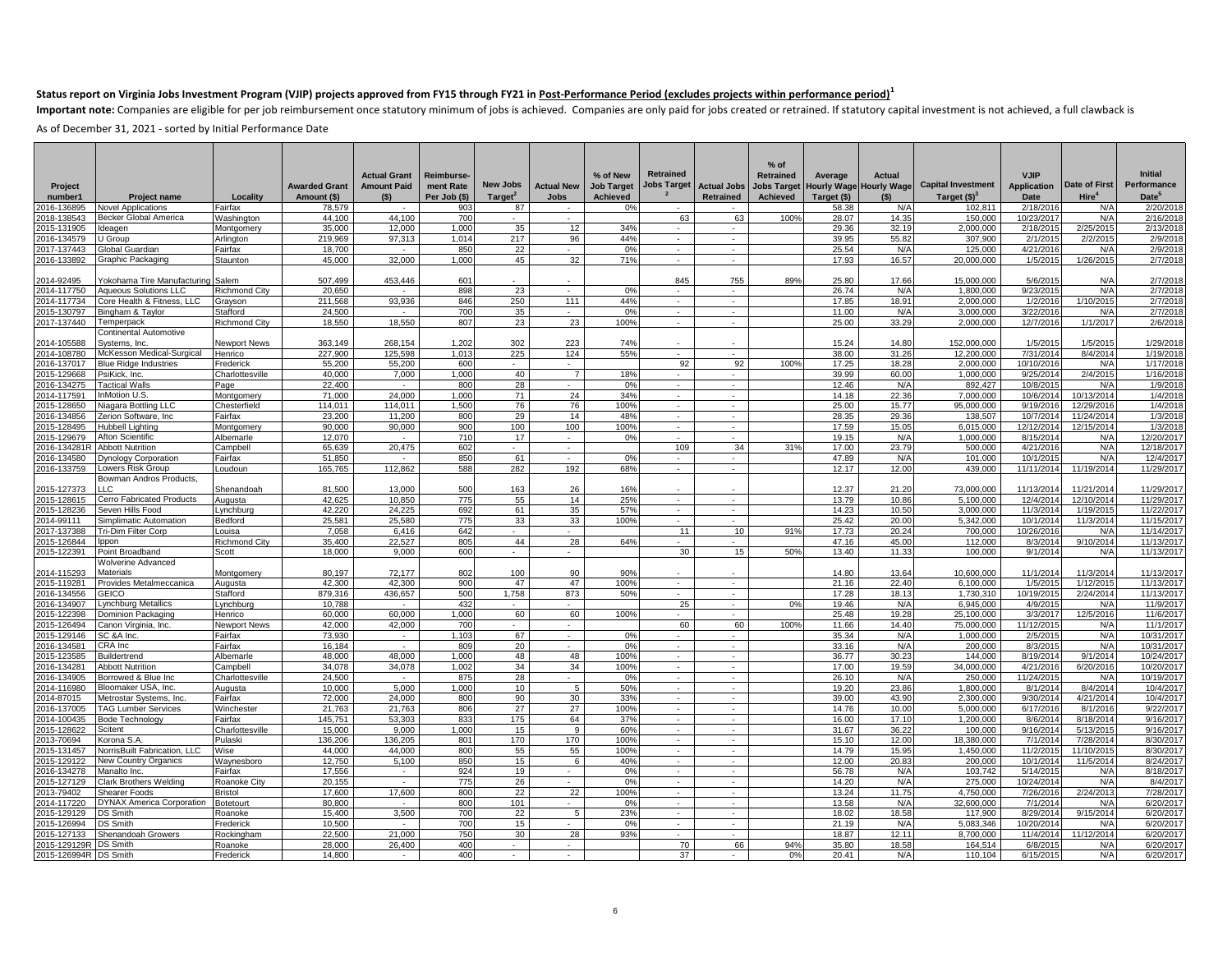**Status report on Virginia Jobs Investment Program (VJIP) projects approved from FY15 through FY21 in Post-Performance Period (excludes projects within performance period)[1]**

**Important note:** Companies are eligible for per job reimbursement once statutory minimum of jobs is achieved. Companies are only paid for jobs created or retrained. If statutory capital investment is not achieved, a full clawback is

As of December 31, 2021 - sorted by Initial Performance Date

| Project number1 | Project name | Locality | Awarded Grant Amount ($) | Actual Grant Amount Paid ($) | Reimbursement Rate Per Job ($) | New Jobs Target[2] | Actual New Jobs | % of New Job Target Achieved | Retrained Jobs Target[2] | Actual Jobs Retrained | % of Retrained Jobs Target Achieved | Average Hourly Wage Target ($) | Actual Hourly Wage ($) | Capital Investment Target ($)[3] | VJIP Application Date | Date of First Hire[4] | Initial Performance Date[5] |
|---|---|---|---|---|---|---|---|---|---|---|---|---|---|---|---|---|---|
| 2016-136895 | Novel Applications | Fairfax | 78,579 | - | 903 | 87 | - | 0% | - | - | | 58.38 | N/A | 102,811 | 2/18/2016 | N/A | 2/20/2018 |
| 2018-138543 | Becker Global America | Washington | 44,100 | 44,100 | 700 | - | - | | 63 | 63 | 100% | 28.07 | 14.35 | 150,000 | 10/23/2017 | N/A | 2/16/2018 |
| 2015-131905 | Ideagen | Montgomery | 35,000 | 12,000 | 1,000 | 35 | 12 | 34% | - | - | | 29.36 | 32.19 | 2,000,000 | 2/18/2015 | 2/25/2015 | 2/13/2018 |
| 2016-134579 | U Group | Arlington | 219,969 | 97,313 | 1,014 | 217 | 96 | 44% | - | - | | 39.95 | 55.82 | 307,900 | 2/1/2015 | 2/2/2015 | 2/9/2018 |
| 2017-137443 | Global Guardian | Fairfax | 18,700 | - | 850 | 22 | - | 0% | - | - | | 25.54 | N/A | 125,000 | 4/21/2016 | N/A | 2/9/2018 |
| 2016-133892 | Graphic Packaging | Staunton | 45,000 | 32,000 | 1,000 | 45 | 32 | 71% | - | - | | 17.93 | 16.57 | 20,000,000 | 1/5/2015 | 1/26/2015 | 2/7/2018 |
| 2014-92495 | Yokohama Tire Manufacturing | Salem | 507,499 | 453,446 | 601 | - | - | | 845 | 755 | 89% | 25.80 | 17.66 | 15,000,000 | 5/6/2015 | N/A | 2/7/2018 |
| 2014-117750 | Aqueous Solutions LLC | Richmond City | 20,650 | - | 898 | 23 | - | 0% | - | - | | 26.74 | N/A | 1,800,000 | 9/23/2015 | N/A | 2/7/2018 |
| 2014-117734 | Core Health & Fitness, LLC | Grayson | 211,568 | 93,936 | 846 | 250 | 111 | 44% | - | - | | 17.85 | 18.91 | 2,000,000 | 1/2/2016 | 1/10/2015 | 2/7/2018 |
| 2015-130797 | Bingham & Taylor | Stafford | 24,500 | - | 700 | 35 | - | 0% | - | - | | 11.00 | N/A | 3,000,000 | 3/22/2016 | N/A | 2/7/2018 |
| 2017-137440 | Temperpack | Richmond City | 18,550 | 18,550 | 807 | 23 | 23 | 100% | - | - | | 25.00 | 33.29 | 2,000,000 | 12/7/2016 | 1/1/2017 | 2/6/2018 |
| 2014-105588 | Continental Automotive Systems, Inc. | Newport News | 363,149 | 268,154 | 1,202 | 302 | 223 | 74% | - | - | | 15.24 | 14.80 | 152,000,000 | 1/5/2015 | 1/5/2015 | 1/29/2018 |
| 2014-108780 | McKesson Medical-Surgical | Henrico | 227,900 | 125,598 | 1,013 | 225 | 124 | 55% | - | - | | 38.00 | 31.26 | 12,200,000 | 7/31/2014 | 8/4/2014 | 1/19/2018 |
| 2016-137017 | Blue Ridge Industries | Frederick | 55,200 | 55,200 | 600 | - | - | | 92 | 92 | 100% | 17.25 | 18.28 | 2,000,000 | 10/10/2016 | N/A | 1/17/2018 |
| 2015-129668 | PsiKick, Inc. | Charlottesville | 40,000 | 7,000 | 1,000 | 40 | 7 | 18% | - | - | | 39.99 | 60.00 | 1,000,000 | 9/25/2014 | 2/4/2015 | 1/16/2018 |
| 2016-134275 | Tactical Walls | Page | 22,400 | - | 800 | 28 | - | 0% | - | - | | 12.46 | N/A | 892,427 | 10/8/2015 | N/A | 1/9/2018 |
| 2014-117591 | InMotion U.S. | Montgomery | 71,000 | 24,000 | 1,000 | 71 | 24 | 34% | - | - | | 14.18 | 22.36 | 7,000,000 | 10/6/2014 | 10/13/2014 | 1/4/2018 |
| 2015-128650 | Niagara Bottling LLC | Chesterfield | 114,011 | 114,011 | 1,500 | 76 | 76 | 100% | - | - | | 25.00 | 15.77 | 95,000,000 | 9/19/2016 | 12/29/2016 | 1/4/2018 |
| 2016-134856 | Zerion Software, Inc | Fairfax | 23,200 | 11,200 | 800 | 29 | 14 | 48% | - | - | | 28.35 | 29.36 | 138,507 | 10/7/2014 | 11/24/2014 | 1/3/2018 |
| 2015-128495 | Hubbell Lighting | Montgomery | 90,000 | 90,000 | 900 | 100 | 100 | 100% | - | - | | 17.59 | 15.05 | 6,015,000 | 12/12/2014 | 12/15/2014 | 1/3/2018 |
| 2015-129679 | Afton Scientific | Albemarle | 12,070 | - | 710 | 17 | - | 0% | - | - | | 19.15 | N/A | 1,000,000 | 8/15/2014 | N/A | 12/20/2017 |
| 2016-134281R | Abbott Nutrition | Campbell | 65,639 | 20,475 | 602 | - | - | | 109 | 34 | 31% | 17.00 | 23.79 | 500,000 | 4/21/2016 | N/A | 12/18/2017 |
| 2016-134580 | Dynology Corporation | Fairfax | 51,850 | - | 850 | 61 | - | 0% | - | - | | 47.89 | N/A | 101,000 | 10/1/2015 | N/A | 12/4/2017 |
| 2016-133759 | Lowers Risk Group | Loudoun | 165,765 | 112,862 | 588 | 282 | 192 | 68% | - | - | | 12.17 | 12.00 | 439,000 | 11/11/2014 | 11/19/2014 | 11/29/2017 |
| 2015-127373 | Bowman Andros Products, LLC | Shenandoah | 81,500 | 13,000 | 500 | 163 | 26 | 16% | - | - | | 12.37 | 21.20 | 73,000,000 | 11/13/2014 | 11/21/2014 | 11/29/2017 |
| 2015-128615 | Cerro Fabricated Products | Augusta | 42,625 | 10,850 | 775 | 55 | 14 | 25% | - | - | | 13.79 | 10.86 | 5,100,000 | 12/4/2014 | 12/10/2014 | 11/29/2017 |
| 2015-128236 | Seven Hills Food | Lynchburg | 42,220 | 24,225 | 692 | 61 | 35 | 57% | - | - | | 14.23 | 10.50 | 3,000,000 | 11/3/2014 | 1/19/2015 | 11/22/2017 |
| 2014-99111 | Simplimatic Automation | Bedford | 25,581 | 25,580 | 775 | 33 | 33 | 100% | - | - | | 25.42 | 20.00 | 5,342,000 | 10/1/2014 | 11/3/2014 | 11/15/2017 |
| 2017-137388 | Tri-Dim Filter Corp | Louisa | 7,058 | 6,416 | 642 | - | - | | 11 | 10 | 91% | 17.73 | 20.24 | 700,000 | 10/26/2016 | N/A | 11/14/2017 |
| 2015-126844 | Ippon | Richmond City | 35,400 | 22,527 | 805 | 44 | 28 | 64% | - | - | | 47.16 | 45.00 | 112,000 | 8/3/2014 | 9/10/2014 | 11/13/2017 |
| 2015-122391 | Point Broadband | Scott | 18,000 | 9,000 | 600 | - | - | | 30 | 15 | 50% | 13.40 | 11.33 | 100,000 | 9/1/2014 | N/A | 11/13/2017 |
| 2014-115293 | Wolverine Advanced Materials | Montgomery | 80,197 | 72,177 | 802 | 100 | 90 | 90% | - | - | | 14.80 | 13.64 | 10,600,000 | 11/1/2014 | 11/3/2014 | 11/13/2017 |
| 2015-119281 | Provides Metalmeccanica | Augusta | 42,300 | 42,300 | 900 | 47 | 47 | 100% | - | - | | 21.16 | 22.40 | 6,100,000 | 1/5/2015 | 1/12/2015 | 11/13/2017 |
| 2016-134556 | GEICO | Stafford | 879,316 | 436,657 | 500 | 1,758 | 873 | 50% | - | - | | 17.28 | 18.13 | 1,730,310 | 10/19/2015 | 2/24/2014 | 11/13/2017 |
| 2016-134907 | Lynchburg Metallics | Lynchburg | 10,788 | - | 432 | - | - | | 25 | - | 0% | 19.46 | N/A | 6,945,000 | 4/9/2015 | N/A | 11/9/2017 |
| 2015-122398 | Dominion Packaging | Henrico | 60,000 | 60,000 | 1,000 | 60 | 60 | 100% | - | - | | 25.48 | 19.28 | 25,100,000 | 3/3/2017 | 12/5/2016 | 11/6/2017 |
| 2015-126494 | Canon Virginia, Inc. | Newport News | 42,000 | 42,000 | 700 | - | - | | 60 | 60 | 100% | 11.66 | 14.40 | 75,000,000 | 11/12/2015 | N/A | 11/1/2017 |
| 2015-129146 | SC &A Inc. | Fairfax | 73,930 | - | 1,103 | 67 | - | 0% | - | - | | 35.34 | N/A | 1,000,000 | 2/5/2015 | N/A | 10/31/2017 |
| 2016-134581 | CRA Inc | Fairfax | 16,184 | - | 809 | 20 | - | 0% | - | - | | 33.16 | N/A | 200,000 | 8/3/2015 | N/A | 10/31/2017 |
| 2015-123585 | Buildertrend | Albemarle | 48,000 | 48,000 | 1,000 | 48 | 48 | 100% | - | - | | 36.77 | 30.23 | 144,000 | 8/19/2014 | 9/1/2014 | 10/24/2017 |
| 2016-134281 | Abbott Nutrition | Campbell | 34,078 | 34,078 | 1,002 | 34 | 34 | 100% | - | - | | 17.00 | 19.59 | 34,000,000 | 4/21/2016 | 6/20/2016 | 10/20/2017 |
| 2016-134905 | Borrowed & Blue Inc | Charlottesville | 24,500 | - | 875 | 28 | - | 0% | - | - | | 26.10 | N/A | 250,000 | 11/24/2015 | N/A | 10/19/2017 |
| 2014-116980 | Bloomaker USA, Inc. | Augusta | 10,000 | 5,000 | 1,000 | 10 | 5 | 50% | - | - | | 19.20 | 23.86 | 1,800,000 | 8/1/2014 | 8/4/2014 | 10/4/2017 |
| 2014-87015 | Metrostar Systems, Inc. | Fairfax | 72,000 | 24,000 | 800 | 90 | 30 | 33% | - | - | | 39.00 | 43.90 | 2,300,000 | 9/30/2014 | 4/21/2014 | 10/4/2017 |
| 2016-137005 | TAG Lumber Services | Winchester | 21,763 | 21,763 | 806 | 27 | 27 | 100% | - | - | | 14.76 | 10.00 | 5,000,000 | 6/17/2016 | 8/1/2016 | 9/22/2017 |
| 2014-100435 | Bode Technology | Fairfax | 145,751 | 53,303 | 833 | 175 | 64 | 37% | - | - | | 16.00 | 17.10 | 1,200,000 | 8/6/2014 | 8/18/2014 | 9/16/2017 |
| 2015-128622 | Scitent | Charlottesville | 15,000 | 9,000 | 1,000 | 15 | 9 | 60% | - | - | | 31.67 | 36.22 | 100,000 | 9/16/2014 | 5/13/2015 | 9/16/2017 |
| 2013-70694 | Korona S.A. | Pulaski | 136,206 | 136,205 | 801 | 170 | 170 | 100% | - | - | | 15.10 | 12.00 | 18,380,000 | 7/1/2014 | 7/28/2014 | 8/30/2017 |
| 2015-131457 | NorrisBuilt Fabrication, LLC | Wise | 44,000 | 44,000 | 800 | 55 | 55 | 100% | - | - | | 14.79 | 15.95 | 1,450,000 | 11/2/2015 | 11/10/2015 | 8/30/2017 |
| 2015-129122 | New Country Organics | Waynesboro | 12,750 | 5,100 | 850 | 15 | 6 | 40% | - | - | | 12.00 | 20.83 | 200,000 | 10/1/2014 | 11/5/2014 | 8/24/2017 |
| 2016-134278 | Manalto Inc. | Fairfax | 17,556 | - | 924 | 19 | - | 0% | - | - | | 56.78 | N/A | 103,742 | 5/14/2015 | N/A | 8/18/2017 |
| 2015-127129 | Clark Brothers Welding | Roanoke City | 20,155 | - | 775 | 26 | - | 0% | - | - | | 14.20 | N/A | 275,000 | 10/24/2014 | N/A | 8/4/2017 |
| 2013-79402 | Shearer Foods | Bristol | 17,600 | 17,600 | 800 | 22 | 22 | 100% | - | - | | 13.24 | 11.75 | 4,750,000 | 7/26/2016 | 2/24/2013 | 7/28/2017 |
| 2014-117220 | DYNAX America Corporation | Botetourt | 80,800 | - | 800 | 101 | - | 0% | - | - | | 13.58 | N/A | 32,600,000 | 7/1/2014 | N/A | 6/20/2017 |
| 2015-129129 | DS Smith | Roanoke | 15,400 | 3,500 | 700 | 22 | 5 | 23% | - | - | | 18.02 | 18.58 | 117,900 | 8/29/2014 | 9/15/2014 | 6/20/2017 |
| 2015-126994 | DS Smith | Frederick | 10,500 | - | 700 | 15 | - | 0% | - | - | | 21.19 | N/A | 5,083,346 | 10/20/2014 | N/A | 6/20/2017 |
| 2015-127133 | Shenandoah Growers | Rockingham | 22,500 | 21,000 | 750 | 30 | 28 | 93% | - | - | | 18.87 | 12.11 | 8,700,000 | 11/4/2014 | 11/12/2014 | 6/20/2017 |
| 2015-129129R | DS Smith | Roanoke | 28,000 | 26,400 | 400 | - | - | | 70 | 66 | 94% | 35.80 | 18.58 | 164,514 | 6/8/2015 | N/A | 6/20/2017 |
| 2015-126994R | DS Smith | Frederick | 14,800 | - | 400 | - | - | | 37 | - | 0% | 20.41 | N/A | 110,104 | 6/15/2015 | N/A | 6/20/2017 |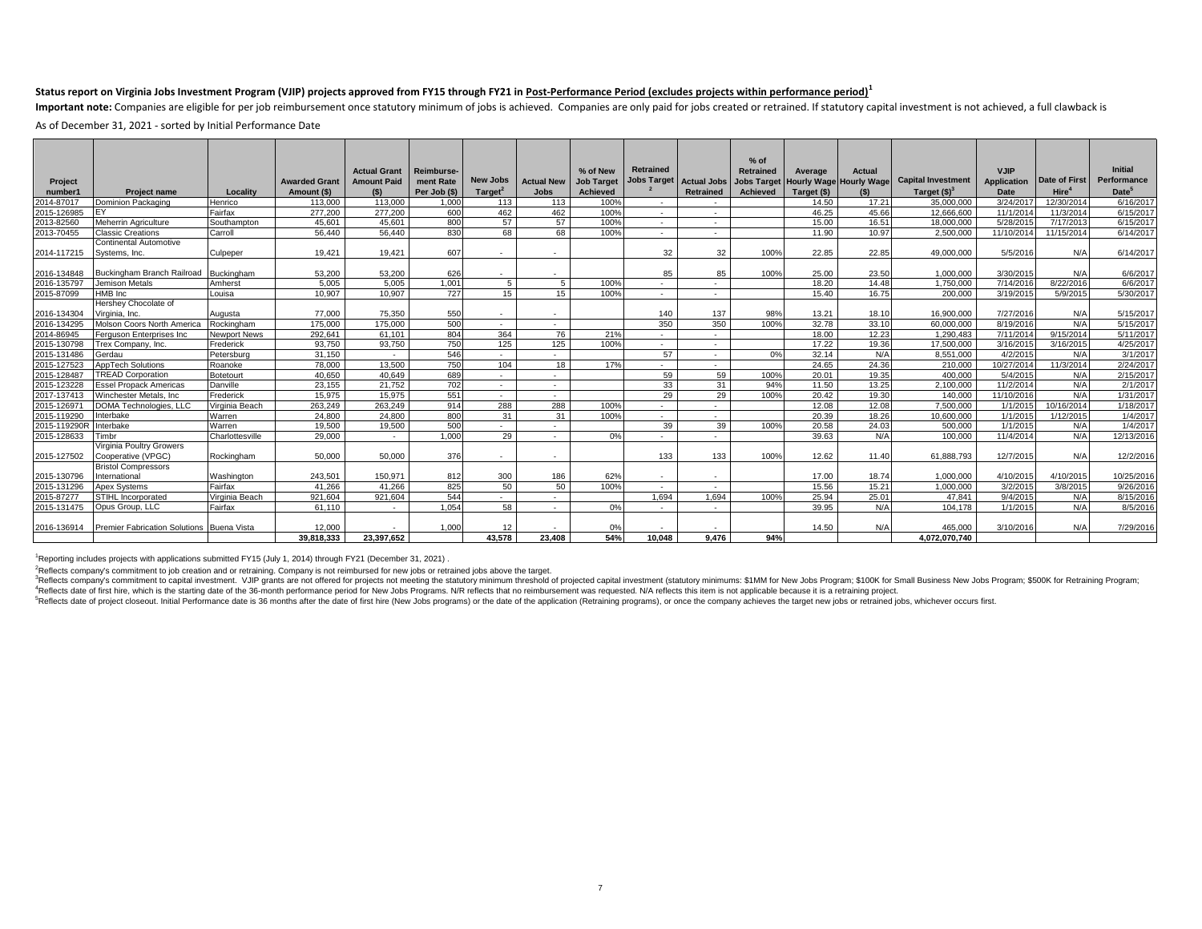**Status report on Virginia Jobs Investment Program (VJIP) projects approved from FY15 through FY21 in Post-Performance Period (excludes projects within performance period)[1]**

**Important note:** Companies are eligible for per job reimbursement once statutory minimum of jobs is achieved. Companies are only paid for jobs created or retrained. If statutory capital investment is not achieved, a full clawback is

As of December 31, 2021 - sorted by Initial Performance Date

| Project number1 | Project name | Locality | Awarded Grant Amount ($) | Actual Grant Amount Paid ($) | Reimbursement Rate Per Job ($) | New Jobs Target[2] | Actual New Jobs | % of New Job Target Achieved | Retrained Jobs Target [2] | Actual Jobs Retrained | % of Retrained Jobs Target Achieved | Average Hourly Wage Target ($) | Actual Hourly Wage ($) | Capital Investment Target ($)[3] | VJIP Application Date | Date of First Hire[4] | Initial Performance Date[5] |
|---|---|---|---|---|---|---|---|---|---|---|---|---|---|---|---|---|---|
| 2014-87017 | Dominion Packaging | Henrico | 113,000 | 113,000 | 1,000 | 113 | 113 | 100% | - | - | | 14.50 | 17.21 | 35,000,000 | 3/24/2017 | 12/30/2014 | 6/16/2017 |
| 2015-126985 | EY | Fairfax | 277,200 | 277,200 | 600 | 462 | 462 | 100% | - | - | | 46.25 | 45.66 | 12,666,600 | 11/1/2014 | 11/3/2014 | 6/15/2017 |
| 2013-82560 | Meherrin Agriculture | Southampton | 45,601 | 45,601 | 800 | 57 | 57 | 100% | - | - | | 15.00 | 16.51 | 18,000,000 | 5/28/2015 | 7/17/2013 | 6/15/2017 |
| 2013-70455 | Classic Creations | Carroll | 56,440 | 56,440 | 830 | 68 | 68 | 100% | - | - | | 11.90 | 10.97 | 2,500,000 | 11/10/2014 | 11/15/2014 | 6/14/2017 |
| 2014-117215 | Continental Automotive Systems, Inc. | Culpeper | 19,421 | 19,421 | 607 | - | - | | 32 | 32 | 100% | 22.85 | 22.85 | 49,000,000 | 5/5/2016 | N/A | 6/14/2017 |
| 2016-134848 | Buckingham Branch Railroad | Buckingham | 53,200 | 53,200 | 626 | - | - | | 85 | 85 | 100% | 25.00 | 23.50 | 1,000,000 | 3/30/2015 | N/A | 6/6/2017 |
| 2016-135797 | Jemison Metals | Amherst | 5,005 | 5,005 | 1,001 | 5 | 5 | 100% | - | - | | 18.20 | 14.48 | 1,750,000 | 7/14/2016 | 8/22/2016 | 6/6/2017 |
| 2015-87099 | HMB Inc | Louisa | 10,907 | 10,907 | 727 | 15 | 15 | 100% | - | - | | 15.40 | 16.75 | 200,000 | 3/19/2015 | 5/9/2015 | 5/30/2017 |
| 2016-134304 | Hershey Chocolate of Virginia, Inc. | Augusta | 77,000 | 75,350 | 550 | - | - | | 140 | 137 | 98% | 13.21 | 18.10 | 16,900,000 | 7/27/2016 | N/A | 5/15/2017 |
| 2016-134295 | Molson Coors North America | Rockingham | 175,000 | 175,000 | 500 | - | - | | 350 | 350 | 100% | 32.78 | 33.10 | 60,000,000 | 8/19/2016 | N/A | 5/15/2017 |
| 2014-86945 | Ferguson Enterprises Inc | Newport News | 292,641 | 61,101 | 804 | 364 | 76 | 21% | - | - | | 18.00 | 12.23 | 1,290,483 | 7/11/2014 | 9/15/2014 | 5/11/2017 |
| 2015-130798 | Trex Company, Inc. | Frederick | 93,750 | 93,750 | 750 | 125 | 125 | 100% | - | - | | 17.22 | 19.36 | 17,500,000 | 3/16/2015 | 3/16/2015 | 4/25/2017 |
| 2015-131486 | Gerdau | Petersburg | 31,150 | - | 546 | - | - | | 57 | - | 0% | 32.14 | N/A | 8,551,000 | 4/2/2015 | N/A | 3/1/2017 |
| 2015-127523 | AppTech Solutions | Roanoke | 78,000 | 13,500 | 750 | 104 | 18 | 17% | - | - | | 24.65 | 24.36 | 210,000 | 10/27/2014 | 11/3/2014 | 2/24/2017 |
| 2015-128487 | TREAD Corporation | Botetourt | 40,650 | 40,649 | 689 | - | - | | 59 | 59 | 100% | 20.01 | 19.35 | 400,000 | 5/4/2015 | N/A | 2/15/2017 |
| 2015-123228 | Essel Propack Americas | Danville | 23,155 | 21,752 | 702 | - | - | | 33 | 31 | 94% | 11.50 | 13.25 | 2,100,000 | 11/2/2014 | N/A | 2/1/2017 |
| 2017-137413 | Winchester Metals, Inc | Frederick | 15,975 | 15,975 | 551 | - | - | | 29 | 29 | 100% | 20.42 | 19.30 | 140,000 | 11/10/2016 | N/A | 1/31/2017 |
| 2015-126971 | DOMA Technologies, LLC | Virginia Beach | 263,249 | 263,249 | 914 | 288 | 288 | 100% | - | - | | 12.08 | 12.08 | 7,500,000 | 1/1/2015 | 10/16/2014 | 1/18/2017 |
| 2015-119290 | Interbake | Warren | 24,800 | 24,800 | 800 | 31 | 31 | 100% | - | - | | 20.39 | 18.26 | 10,600,000 | 1/1/2015 | 1/12/2015 | 1/4/2017 |
| 2015-119290R | Interbake | Warren | 19,500 | 19,500 | 500 | - | - | | 39 | 39 | 100% | 20.58 | 24.03 | 500,000 | 1/1/2015 | N/A | 1/4/2017 |
| 2015-128633 | Timbr | Charlottesville | 29,000 | - | 1,000 | 29 | - | 0% | - | - | | 39.63 | N/A | 100,000 | 11/4/2014 | N/A | 12/13/2016 |
| 2015-127502 | Virginia Poultry Growers Cooperative (VPGC) | Rockingham | 50,000 | 50,000 | 376 | - | - | | 133 | 133 | 100% | 12.62 | 11.40 | 61,888,793 | 12/7/2015 | N/A | 12/2/2016 |
| 2015-130796 | Bristol Compressors International | Washington | 243,501 | 150,971 | 812 | 300 | 186 | 62% | - | - | | 17.00 | 18.74 | 1,000,000 | 4/10/2015 | 4/10/2015 | 10/25/2016 |
| 2015-131296 | Apex Systems | Fairfax | 41,266 | 41,266 | 825 | 50 | 50 | 100% | - | - | | 15.56 | 15.21 | 1,000,000 | 3/2/2015 | 3/8/2015 | 9/26/2016 |
| 2015-87277 | STIHL Incorporated | Virginia Beach | 921,604 | 921,604 | 544 | - | - | | 1,694 | 1,694 | 100% | 25.94 | 25.01 | 47,841 | 9/4/2015 | N/A | 8/15/2016 |
| 2015-131475 | Opus Group, LLC | Fairfax | 61,110 | - | 1,054 | 58 | - | 0% | - | - | | 39.95 | N/A | 104,178 | 1/1/2015 | N/A | 8/5/2016 |
| 2016-136914 | Premier Fabrication Solutions | Buena Vista | 12,000 | - | 1,000 | 12 | - | 0% | - | - | | 14.50 | N/A | 465,000 | 3/10/2016 | N/A | 7/29/2016 |
| | | | 39,818,333 | 23,397,652 | | 43,578 | 23,408 | 54% | 10,048 | 9,476 | 94% | | | 4,072,070,740 | | | |

[1]Reporting includes projects with applications submitted FY15 (July 1, 2014) through FY21 (December 31, 2021) .

[2]Reflects company's commitment to job creation and or retraining. Company is not reimbursed for new jobs or retrained jobs above the target.

[3]Reflects company's commitment to capital investment. VJIP grants are not offered for projects not meeting the statutory minimum threshold of projected capital investment (statutory minimums: $1MM for New Jobs Program; $100K for Small Business New Jobs Program; $500K for Retraining Program;

[4]Reflects date of first hire, which is the starting date of the 36-month performance period for New Jobs Programs. N/R reflects that no reimbursement was requested. N/A reflects this item is not applicable because it is a retraining project.

[5]Reflects date of project closeout. Initial Performance date is 36 months after the date of first hire (New Jobs programs) or the date of the application (Retraining programs), or once the company achieves the target new jobs or retrained jobs, whichever occurs first.